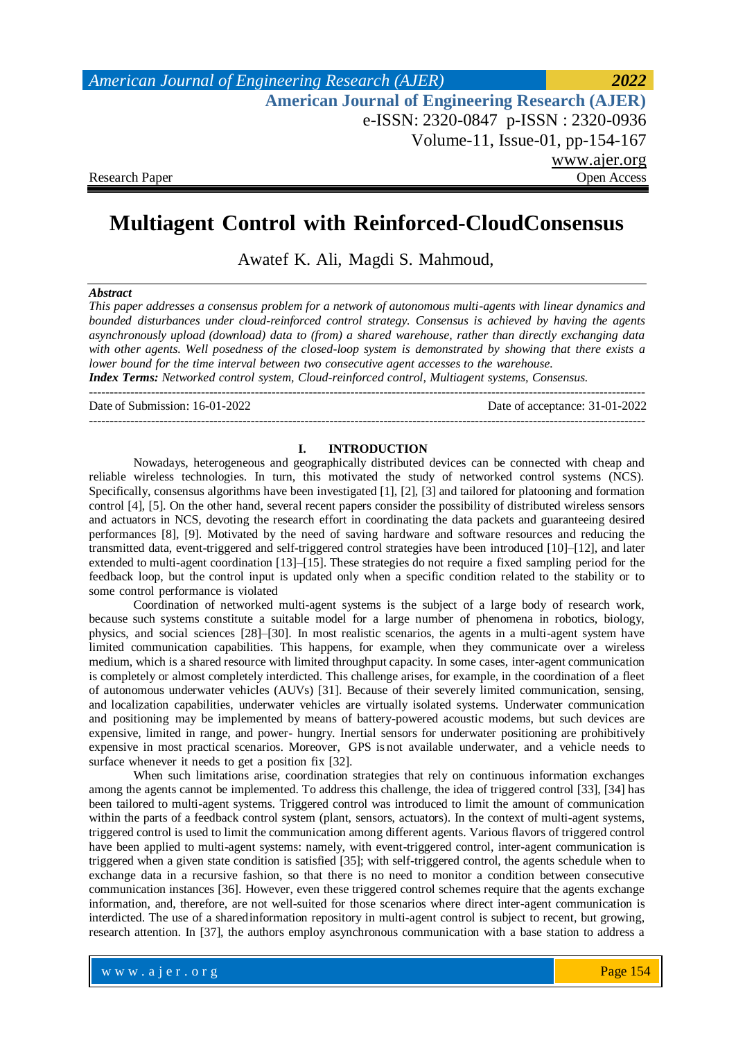Research Paper | Open Access

# Multiagent Control with Reinforced-CloudConsensus

Awatef K. Ali, Magdi S. Mahmoud,

***Abstract***

*This paper addresses a consensus problem for a network of autonomous multi-agents with linear dynamics and bounded disturbances under cloud-reinforced control strategy. Consensus is achieved by having the agents asynchronously upload (download) data to (from) a shared warehouse, rather than directly exchanging data with other agents. Well posedness of the closed-loop system is demonstrated by showing that there exists a lower bound for the time interval between two consecutive agent accesses to the warehouse.*

***Index Terms:*** *Networked control system, Cloud-reinforced control, Multiagent systems, Consensus.*

---

Date of Submission: 16-01-2022 | Date of acceptance: 31-01-2022

---

## I. INTRODUCTION

Nowadays, heterogeneous and geographically distributed devices can be connected with cheap and reliable wireless technologies. In turn, this motivated the study of networked control systems (NCS). Specifically, consensus algorithms have been investigated [1], [2], [3] and tailored for platooning and formation control [4], [5]. On the other hand, several recent papers consider the possibility of distributed wireless sensors and actuators in NCS, devoting the research effort in coordinating the data packets and guaranteeing desired performances [8], [9]. Motivated by the need of saving hardware and software resources and reducing the transmitted data, event-triggered and self-triggered control strategies have been introduced [10]–[12], and later extended to multi-agent coordination [13]–[15]. These strategies do not require a fixed sampling period for the feedback loop, but the control input is updated only when a specific condition related to the stability or to some control performance is violated

Coordination of networked multi-agent systems is the subject of a large body of research work, because such systems constitute a suitable model for a large number of phenomena in robotics, biology, physics, and social sciences [28]–[30]. In most realistic scenarios, the agents in a multi-agent system have limited communication capabilities. This happens, for example, when they communicate over a wireless medium, which is a shared resource with limited throughput capacity. In some cases, inter-agent communication is completely or almost completely interdicted. This challenge arises, for example, in the coordination of a fleet of autonomous underwater vehicles (AUVs) [31]. Because of their severely limited communication, sensing, and localization capabilities, underwater vehicles are virtually isolated systems. Underwater communication and positioning may be implemented by means of battery-powered acoustic modems, but such devices are expensive, limited in range, and power- hungry. Inertial sensors for underwater positioning are prohibitively expensive in most practical scenarios. Moreover, GPS is not available underwater, and a vehicle needs to surface whenever it needs to get a position fix [32].

When such limitations arise, coordination strategies that rely on continuous information exchanges among the agents cannot be implemented. To address this challenge, the idea of triggered control [33], [34] has been tailored to multi-agent systems. Triggered control was introduced to limit the amount of communication within the parts of a feedback control system (plant, sensors, actuators). In the context of multi-agent systems, triggered control is used to limit the communication among different agents. Various flavors of triggered control have been applied to multi-agent systems: namely, with event-triggered control, inter-agent communication is triggered when a given state condition is satisfied [35]; with self-triggered control, the agents schedule when to exchange data in a recursive fashion, so that there is no need to monitor a condition between consecutive communication instances [36]. However, even these triggered control schemes require that the agents exchange information, and, therefore, are not well-suited for those scenarios where direct inter-agent communication is interdicted. The use of a shared information repository in multi-agent control is subject to recent, but growing, research attention. In [37], the authors employ asynchronous communication with a base station to address a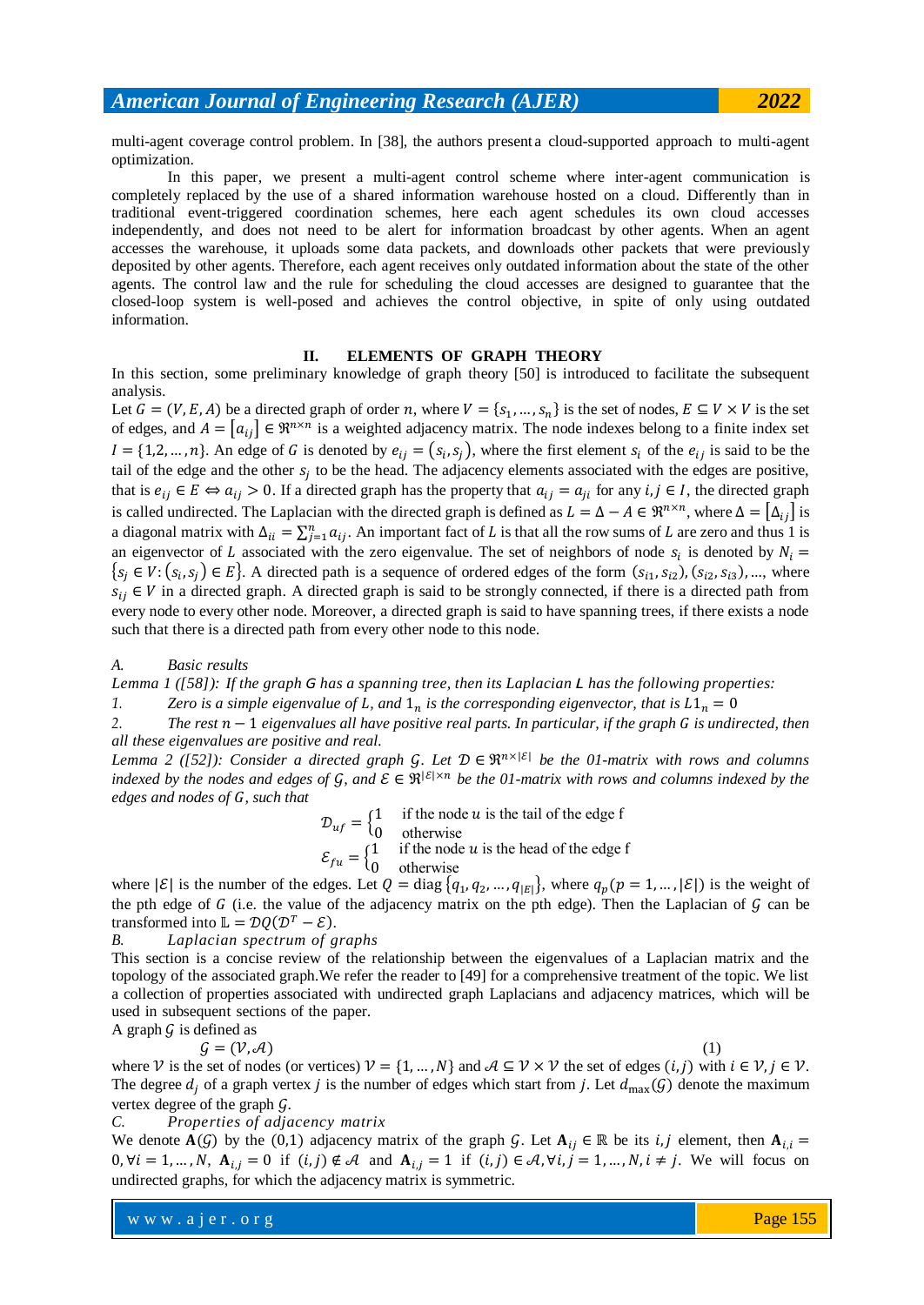multi-agent coverage control problem. In [38], the authors present a cloud-supported approach to multi-agent optimization.

In this paper, we present a multi-agent control scheme where inter-agent communication is completely replaced by the use of a shared information warehouse hosted on a cloud. Differently than in traditional event-triggered coordination schemes, here each agent schedules its own cloud accesses independently, and does not need to be alert for information broadcast by other agents. When an agent accesses the warehouse, it uploads some data packets, and downloads other packets that were previously deposited by other agents. Therefore, each agent receives only outdated information about the state of the other agents. The control law and the rule for scheduling the cloud accesses are designed to guarantee that the closed-loop system is well-posed and achieves the control objective, in spite of only using outdated information.

## II. ELEMENTS OF GRAPH THEORY

In this section, some preliminary knowledge of graph theory [50] is introduced to facilitate the subsequent analysis.

Let $G = (V, E, A)$ be a directed graph of order $n$, where $V = \{s_1, \ldots, s_n\}$ is the set of nodes, $E \subseteq V \times V$ is the set of edges, and $A = [a_{ij}] \in \Re^{n\times n}$ is a weighted adjacency matrix. The node indexes belong to a finite index set $I = \{1,2, \ldots, n\}$. An edge of $G$ is denoted by $e_{ij} = (s_i, s_j)$, where the first element $s_i$ of the $e_{ij}$ is said to be the tail of the edge and the other $s_j$ to be the head. The adjacency elements associated with the edges are positive, that is $e_{ij} \in E \Leftrightarrow a_{ij} > 0$. If a directed graph has the property that $a_{ij} = a_{ji}$ for any $i, j \in I$, the directed graph is called undirected. The Laplacian with the directed graph is defined as $L = \Delta - A \in \Re^{n\times n}$, where $\Delta = [\Delta_{ij}]$ is a diagonal matrix with $\Delta_{ii} = \sum_{j=1}^{n} a_{ij}$. An important fact of $L$ is that all the row sums of $L$ are zero and thus 1 is an eigenvector of $L$ associated with the zero eigenvalue. The set of neighbors of node $s_i$ is denoted by $N_i = \{s_j \in V : (s_i, s_j) \in E\}$. A directed path is a sequence of ordered edges of the form $(s_{i1}, s_{i2}), (s_{i2}, s_{i3}), \ldots$, where $s_{ij} \in V$ in a directed graph. A directed graph is said to be strongly connected, if there is a directed path from every node to every other node. Moreover, a directed graph is said to have spanning trees, if there exists a node such that there is a directed path from every other node to this node.

### A. Basic results

*Lemma 1 ([58]): If the graph $G$ has a spanning tree, then its Laplacian $L$ has the following properties:*

1. *Zero is a simple eigenvalue of $L$, and $1_n$ is the corresponding eigenvector, that is $L1_n = 0$*
2. *The rest $n-1$ eigenvalues all have positive real parts. In particular, if the graph $G$ is undirected, then all these eigenvalues are positive and real.*

*Lemma 2 ([52]): Consider a directed graph $\mathcal{G}$. Let $\mathcal{D} \in \Re^{n\times|\mathcal{E}|}$ be the 01-matrix with rows and columns indexed by the nodes and edges of $\mathcal{G}$, and $\mathcal{E} \in \Re^{|\mathcal{E}|\times n}$ be the 01-matrix with rows and columns indexed by the edges and nodes of $G$, such that*

$$\mathcal{D}_{uf} = \begin{cases} 1 & \text{if the node } u \text{ is the tail of the edge f} \\ 0 & \text{otherwise} \end{cases}$$

$$\mathcal{E}_{fu} = \begin{cases} 1 & \text{if the node } u \text{ is the head of the edge f} \\ 0 & \text{otherwise} \end{cases}$$

where $|\mathcal{E}|$ is the number of the edges. Let $Q = \text{diag}\{q_1, q_2, \ldots, q_{|E|}\}$, where $q_p (p = 1, \ldots, |\mathcal{E}|)$ is the weight of the pth edge of $G$ (i.e. the value of the adjacency matrix on the pth edge). Then the Laplacian of $\mathcal{G}$ can be transformed into $\mathbb{L} = \mathcal{D}Q(\mathcal{D}^T - \mathcal{E})$.

### B. Laplacian spectrum of graphs

This section is a concise review of the relationship between the eigenvalues of a Laplacian matrix and the topology of the associated graph.We refer the reader to [49] for a comprehensive treatment of the topic. We list a collection of properties associated with undirected graph Laplacians and adjacency matrices, which will be used in subsequent sections of the paper.

A graph $\mathcal{G}$ is defined as

$$\mathcal{G} = (\mathcal{V}, \mathcal{A}) \tag{1}$$

where $\mathcal{V}$ is the set of nodes (or vertices) $\mathcal{V} = \{1, \ldots, N\}$ and $\mathcal{A} \subseteq \mathcal{V} \times \mathcal{V}$ the set of edges $(i, j)$ with $i \in \mathcal{V}, j \in \mathcal{V}$. The degree $d_j$ of a graph vertex $j$ is the number of edges which start from $j$. Let $d_{\max}(\mathcal{G})$ denote the maximum vertex degree of the graph $\mathcal{G}$.

### C. Properties of adjacency matrix

We denote $\mathbf{A}(\mathcal{G})$ by the (0,1) adjacency matrix of the graph $\mathcal{G}$. Let $\mathbf{A}_{ij} \in \mathbb{R}$ be its $i,j$ element, then $\mathbf{A}_{i,i} = 0, \forall i = 1, \ldots, N$, $\mathbf{A}_{i,j} = 0$ if $(i, j) \notin \mathcal{A}$ and $\mathbf{A}_{i,j} = 1$ if $(i, j) \in \mathcal{A}, \forall i, j = 1, \ldots, N, i \neq j$. We will focus on undirected graphs, for which the adjacency matrix is symmetric.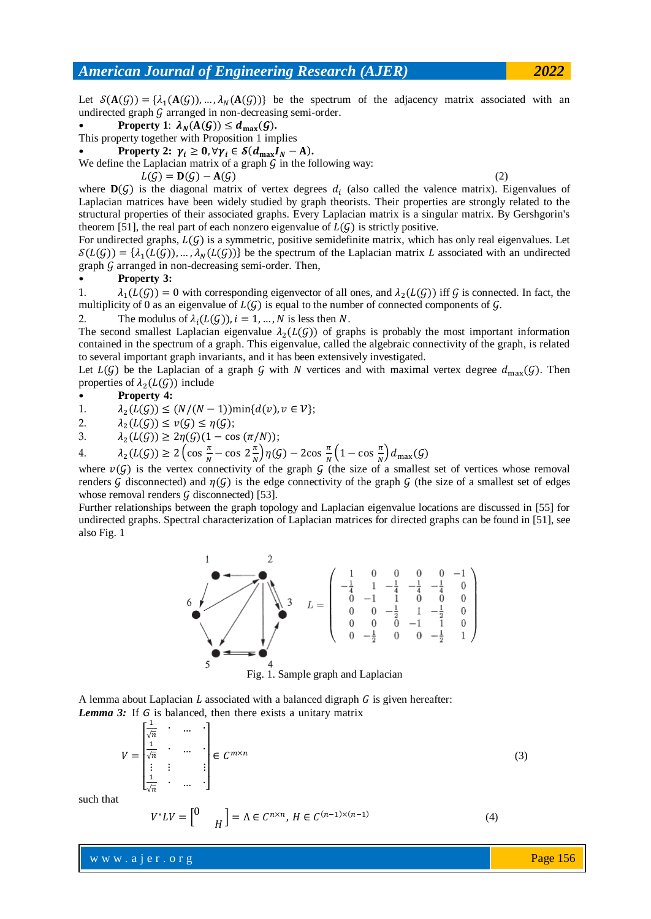Let $\mathcal{S}(\mathbf{A}(\mathcal{G})) = \{\lambda_1(\mathbf{A}(\mathcal{G})), \ldots, \lambda_N(\mathbf{A}(\mathcal{G}))\}$ be the spectrum of the adjacency matrix associated with an undirected graph $\mathcal{G}$ arranged in non-decreasing semi-order.

- **Property 1**: $\boldsymbol{\lambda_N(\mathbf{A}(\mathcal{G})) \leq d_{\max}(\mathcal{G})}$.

This property together with Proposition 1 implies

- **Property 2:** $\boldsymbol{\gamma_i \geq 0, \forall \gamma_i \in \mathcal{S}(d_{\max} I_N - \mathbf{A})}$.

We define the Laplacian matrix of a graph $\mathcal{G}$ in the following way:

$$L(\mathcal{G}) = \mathbf{D}(\mathcal{G}) - \mathbf{A}(\mathcal{G}) \tag{2}$$

where $\mathbf{D}(\mathcal{G})$ is the diagonal matrix of vertex degrees $d_i$ (also called the valence matrix). Eigenvalues of Laplacian matrices have been widely studied by graph theorists. Their properties are strongly related to the structural properties of their associated graphs. Every Laplacian matrix is a singular matrix. By Gershgorin's theorem [51], the real part of each nonzero eigenvalue of $L(\mathcal{G})$ is strictly positive.

For undirected graphs, $L(\mathcal{G})$ is a symmetric, positive semidefinite matrix, which has only real eigenvalues. Let $\mathcal{S}(L(\mathcal{G})) = \{\lambda_1(L(\mathcal{G})), \ldots, \lambda_N(L(\mathcal{G}))\}$ be the spectrum of the Laplacian matrix $L$ associated with an undirected graph $\mathcal{G}$ arranged in non-decreasing semi-order. Then,

- **Property 3:**

1. $\lambda_1(L(\mathcal{G})) = 0$ with corresponding eigenvector of all ones, and $\lambda_2(L(\mathcal{G}))$ iff $\mathcal{G}$ is connected. In fact, the multiplicity of 0 as an eigenvalue of $L(\mathcal{G})$ is equal to the number of connected components of $\mathcal{G}$.
2. The modulus of $\lambda_i(L(\mathcal{G})), i = 1, \ldots, N$ is less then $N$.

The second smallest Laplacian eigenvalue $\lambda_2(L(\mathcal{G}))$ of graphs is probably the most important information contained in the spectrum of a graph. This eigenvalue, called the algebraic connectivity of the graph, is related to several important graph invariants, and it has been extensively investigated.

Let $L(\mathcal{G})$ be the Laplacian of a graph $\mathcal{G}$ with $N$ vertices and with maximal vertex degree $d_{\max}(\mathcal{G})$. Then properties of $\lambda_2(L(\mathcal{G}))$ include

- **Property 4:**

1. $\lambda_2(L(\mathcal{G})) \leq (N/(N-1))\min\{d(v), v \in \mathcal{V}\}$;
2. $\lambda_2(L(\mathcal{G})) \leq v(\mathcal{G}) \leq \eta(\mathcal{G})$;
3. $\lambda_2(L(\mathcal{G})) \geq 2\eta(\mathcal{G})(1 - \cos(\pi/N))$;
4. $\lambda_2(L(\mathcal{G})) \geq 2\left(\cos\frac{\pi}{N} - \cos 2\frac{\pi}{N}\right)\eta(\mathcal{G}) - 2\cos\frac{\pi}{N}\left(1 - \cos\frac{\pi}{N}\right)d_{\max}(\mathcal{G})$

where $v(\mathcal{G})$ is the vertex connectivity of the graph $\mathcal{G}$ (the size of a smallest set of vertices whose removal renders $\mathcal{G}$ disconnected) and $\eta(\mathcal{G})$ is the edge connectivity of the graph $\mathcal{G}$ (the size of a smallest set of edges whose removal renders $\mathcal{G}$ disconnected) [53].

Further relationships between the graph topology and Laplacian eigenvalue locations are discussed in [55] for undirected graphs. Spectral characterization of Laplacian matrices for directed graphs can be found in [51], see also Fig. 1

$$L = \begin{pmatrix} 1 & 0 & 0 & 0 & 0 & -1 \\ -\frac{1}{4} & 1 & -\frac{1}{4} & -\frac{1}{4} & -\frac{1}{4} & 0 \\ 0 & -1 & 1 & 0 & 0 & 0 \\ 0 & 0 & -\frac{1}{2} & 1 & -\frac{1}{2} & 0 \\ 0 & 0 & 0 & -1 & 1 & 0 \\ 0 & -\frac{1}{2} & 0 & 0 & -\frac{1}{2} & 1 \end{pmatrix}$$

Fig. 1. Sample graph and Laplacian

A lemma about Laplacian $L$ associated with a balanced digraph $G$ is given hereafter:

***Lemma 3:*** If $G$ is balanced, then there exists a unitary matrix

$$V = \begin{bmatrix} \frac{1}{\sqrt{n}} & \cdot & \cdots & \cdot \\ \frac{1}{\sqrt{n}} & \cdot & \cdots & \cdot \\ \vdots & \vdots & & \vdots \\ \frac{1}{\sqrt{n}} & \cdot & \cdots & \cdot \end{bmatrix} \in C^{m \times n} \tag{3}$$

such that

$$V^* L V = \begin{bmatrix} 0 & \\ & H \end{bmatrix} = \Lambda \in C^{n \times n},\ H \in C^{(n-1)\times(n-1)} \tag{4}$$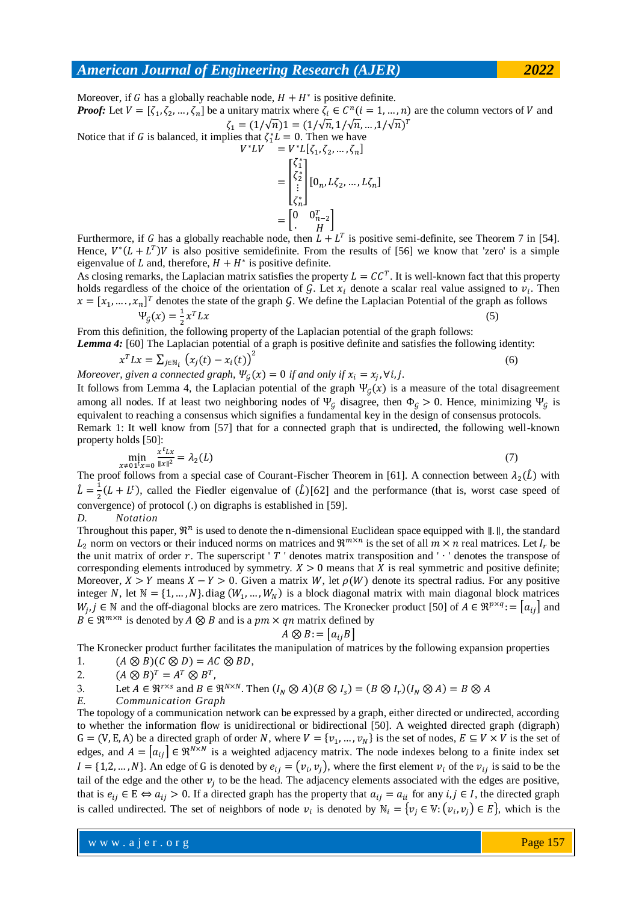Moreover, if $G$ has a globally reachable node, $H + H^*$ is positive definite.

***Proof:*** Let $V = [\zeta_1, \zeta_2, \ldots, \zeta_n]$ be a unitary matrix where $\zeta_i \in C^n (i = 1, \ldots, n)$ are the column vectors of $V$ and

$$\zeta_1 = (1/\sqrt{n})1 = (1/\sqrt{n}, 1/\sqrt{n}, \ldots, 1/\sqrt{n})^T$$

Notice that if $G$ is balanced, it implies that $\zeta_1^* L = 0$. Then we have

$$V^*LV = V^*L[\zeta_1, \zeta_2, \ldots, \zeta_n]$$

$$= \begin{bmatrix} \zeta_1^* \\ \zeta_2^* \\ \vdots \\ \zeta_n^* \end{bmatrix} [0_n, L\zeta_2, \ldots, L\zeta_n]$$

$$= \begin{bmatrix} 0 & 0_{n-2}^T \\ \cdot & H \end{bmatrix}$$

Furthermore, if $G$ has a globally reachable node, then $L + L^T$ is positive semi-definite, see Theorem 7 in [54]. Hence, $V^*(L + L^T)V$ is also positive semidefinite. From the results of [56] we know that 'zero' is a simple eigenvalue of $L$ and, therefore, $H + H^*$ is positive definite.

As closing remarks, the Laplacian matrix satisfies the property $L = CC^T$. It is well-known fact that this property holds regardless of the choice of the orientation of $\mathcal{G}$. Let $x_i$ denote a scalar real value assigned to $v_i$. Then $x = [x_1, \ldots, x_n]^T$ denotes the state of the graph $\mathcal{G}$. We define the Laplacian Potential of the graph as follows

$$\Psi_{\mathcal{G}}(x) = \frac{1}{2} x^T L x \tag{5}$$

From this definition, the following property of the Laplacian potential of the graph follows:

***Lemma 4:*** [60] The Laplacian potential of a graph is positive definite and satisfies the following identity:

$$x^T L x = \sum_{j \in \mathbb{N}_i} \left(x_j(t) - x_i(t)\right)^2 \tag{6}$$

*Moreover, given a connected graph, $\Psi_{\mathcal{G}}(x) = 0$ if and only if $x_i = x_j, \forall i, j$.*

It follows from Lemma 4, the Laplacian potential of the graph $\Psi_{\mathcal{G}}(x)$ is a measure of the total disagreement among all nodes. If at least two neighboring nodes of $\Psi_{\mathcal{G}}$ disagree, then $\Phi_{\mathcal{G}} > 0$. Hence, minimizing $\Psi_{\mathcal{G}}$ is equivalent to reaching a consensus which signifies a fundamental key in the design of consensus protocols.

Remark 1: It well know from [57] that for a connected graph that is undirected, the following well-known property holds [50]:

$$\min_{x \neq 0 \, 1^t x = 0} \frac{x^t L x}{\|x\|^2} = \lambda_2(L) \tag{7}$$

The proof follows from a special case of Courant-Fischer Theorem in [61]. A connection between $\lambda_2(\hat{L})$ with $\hat{L} = \frac{1}{2}(L + L^t)$, called the Fiedler eigenvalue of $(\hat{L})$[62] and the performance (that is, worst case speed of convergence) of protocol (.) on digraphs is established in [59].

*D. Notation*

Throughout this paper, $\Re^n$ is used to denote the n-dimensional Euclidean space equipped with $\|.\|$, the standard $L_2$ norm on vectors or their induced norms on matrices and $\Re^{m \times n}$ is the set of all $m \times n$ real matrices. Let $I_r$ be the unit matrix of order $r$. The superscript ' $T$ ' denotes matrix transposition and ' $\cdot$ ' denotes the transpose of corresponding elements introduced by symmetry. $X > 0$ means that $X$ is real symmetric and positive definite; Moreover, $X > Y$ means $X - Y > 0$. Given a matrix $W$, let $\rho(W)$ denote its spectral radius. For any positive integer $N$, let $\mathbb{N} = \{1, \ldots, N\}$. diag $(W_1, \ldots, W_N)$ is a block diagonal matrix with main diagonal block matrices $W_j, j \in \mathbb{N}$ and the off-diagonal blocks are zero matrices. The Kronecker product [50] of $A \in \Re^{p \times q} := [a_{ij}]$ and $B \in \Re^{m \times n}$ is denoted by $A \otimes B$ and is a $pm \times qn$ matrix defined by

$$A \otimes B := [a_{ij} B]$$

The Kronecker product further facilitates the manipulation of matrices by the following expansion properties

1. $(A \otimes B)(C \otimes D) = AC \otimes BD$,
2. $(A \otimes B)^T = A^T \otimes B^T$,
3. Let $A \in \Re^{r \times s}$ and $B \in \Re^{N \times N}$. Then $(I_N \otimes A)(B \otimes I_s) = (B \otimes I_r)(I_N \otimes A) = B \otimes A$

*E. Communication Graph*

The topology of a communication network can be expressed by a graph, either directed or undirected, according to whether the information flow is unidirectional or bidirectional [50]. A weighted directed graph (digraph) $\mathrm{G} = (\mathrm{V}, \mathrm{E}, \mathrm{A})$ be a directed graph of order $N$, where $V = \{v_1, \ldots, v_N\}$ is the set of nodes, $E \subseteq V \times V$ is the set of edges, and $A = [a_{ij}] \in \Re^{N \times N}$ is a weighted adjacency matrix. The node indexes belong to a finite index set $I = \{1, 2, \ldots, N\}$. An edge of G is denoted by $e_{ij} = (v_i, v_j)$, where the first element $v_i$ of the $v_{ij}$ is said to be the tail of the edge and the other $v_j$ to be the head. The adjacency elements associated with the edges are positive, that is $e_{ij} \in \mathrm{E} \Leftrightarrow a_{ij} > 0$. If a directed graph has the property that $a_{ij} = a_{ii}$ for any $i, j \in I$, the directed graph is called undirected. The set of neighbors of node $v_i$ is denoted by $\mathbb{N}_i = \{v_j \in \mathbb{V}: (v_i, v_j) \in E\}$, which is the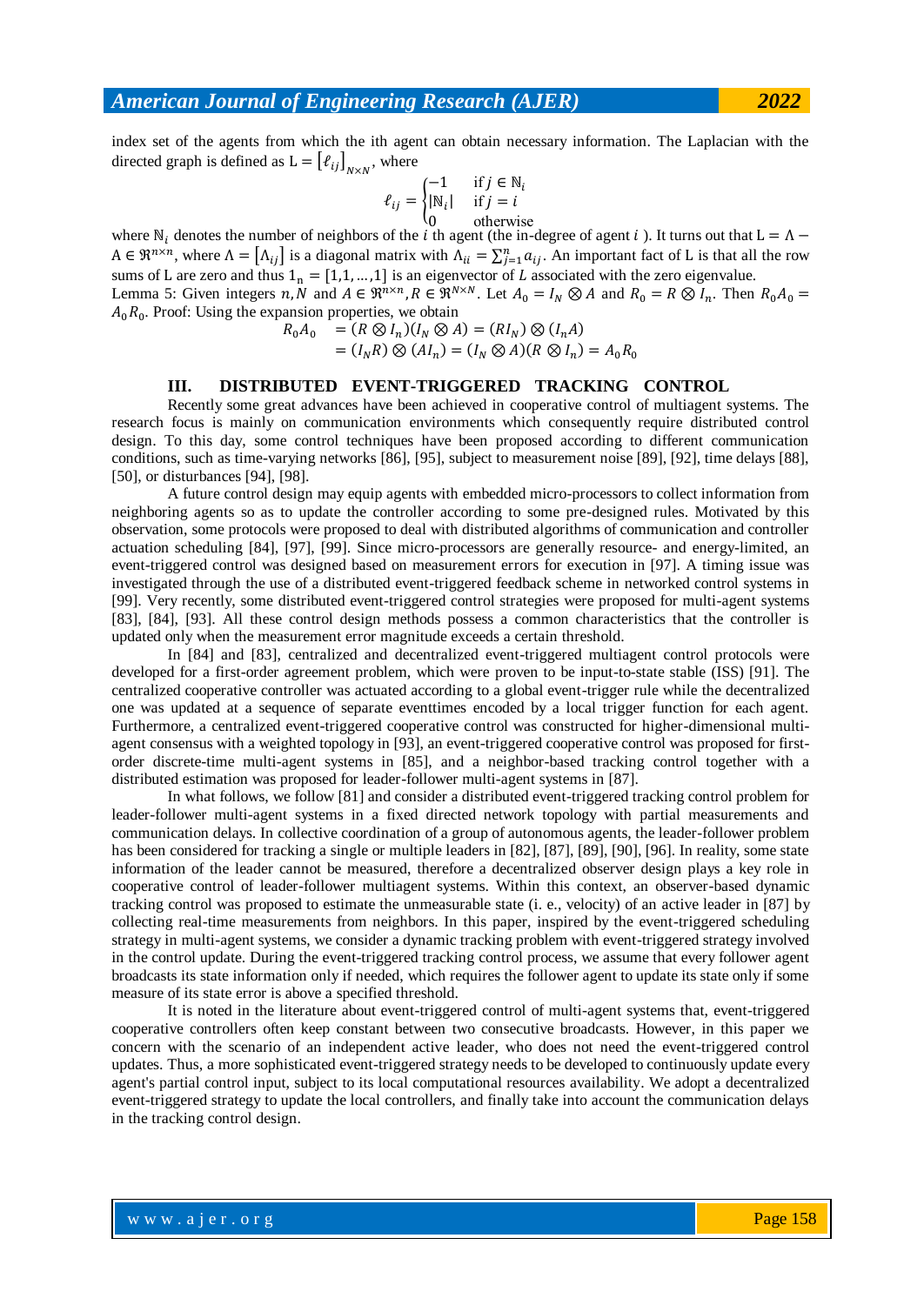index set of the agents from which the ith agent can obtain necessary information. The Laplacian with the directed graph is defined as $L = [\ell_{ij}]_{N\times N}$, where

$$\ell_{ij} = \begin{cases} -1 & \text{if } j \in \mathbb{N}_i \\ |\mathbb{N}_i| & \text{if } j = i \\ 0 & \text{otherwise} \end{cases}$$

where $\mathbb{N}_i$ denotes the number of neighbors of the $i$ th agent (the in-degree of agent $i$ ). It turns out that $L = \Lambda - A \in \Re^{n\times n}$, where $\Lambda = [\Lambda_{ij}]$ is a diagonal matrix with $\Lambda_{ii} = \sum_{j=1}^{n} a_{ij}$. An important fact of L is that all the row sums of L are zero and thus $1_n = [1,1,\ldots,1]$ is an eigenvector of $L$ associated with the zero eigenvalue.

Lemma 5: Given integers $n, N$ and $A \in \Re^{n\times n}, R \in \Re^{N\times N}$. Let $A_0 = I_N \otimes A$ and $R_0 = R \otimes I_n$. Then $R_0 A_0 = A_0 R_0$. Proof: Using the expansion properties, we obtain

$$\begin{aligned} R_0 A_0 &= (R \otimes I_n)(I_N \otimes A) = (RI_N) \otimes (I_n A) \\ &= (I_N R) \otimes (A I_n) = (I_N \otimes A)(R \otimes I_n) = A_0 R_0 \end{aligned}$$

## III. DISTRIBUTED EVENT-TRIGGERED TRACKING CONTROL

Recently some great advances have been achieved in cooperative control of multiagent systems. The research focus is mainly on communication environments which consequently require distributed control design. To this day, some control techniques have been proposed according to different communication conditions, such as time-varying networks [86], [95], subject to measurement noise [89], [92], time delays [88], [50], or disturbances [94], [98].

A future control design may equip agents with embedded micro-processors to collect information from neighboring agents so as to update the controller according to some pre-designed rules. Motivated by this observation, some protocols were proposed to deal with distributed algorithms of communication and controller actuation scheduling [84], [97], [99]. Since micro-processors are generally resource- and energy-limited, an event-triggered control was designed based on measurement errors for execution in [97]. A timing issue was investigated through the use of a distributed event-triggered feedback scheme in networked control systems in [99]. Very recently, some distributed event-triggered control strategies were proposed for multi-agent systems [83], [84], [93]. All these control design methods possess a common characteristics that the controller is updated only when the measurement error magnitude exceeds a certain threshold.

In [84] and [83], centralized and decentralized event-triggered multiagent control protocols were developed for a first-order agreement problem, which were proven to be input-to-state stable (ISS) [91]. The centralized cooperative controller was actuated according to a global event-trigger rule while the decentralized one was updated at a sequence of separate eventtimes encoded by a local trigger function for each agent. Furthermore, a centralized event-triggered cooperative control was constructed for higher-dimensional multi-agent consensus with a weighted topology in [93], an event-triggered cooperative control was proposed for first-order discrete-time multi-agent systems in [85], and a neighbor-based tracking control together with a distributed estimation was proposed for leader-follower multi-agent systems in [87].

In what follows, we follow [81] and consider a distributed event-triggered tracking control problem for leader-follower multi-agent systems in a fixed directed network topology with partial measurements and communication delays. In collective coordination of a group of autonomous agents, the leader-follower problem has been considered for tracking a single or multiple leaders in [82], [87], [89], [90], [96]. In reality, some state information of the leader cannot be measured, therefore a decentralized observer design plays a key role in cooperative control of leader-follower multiagent systems. Within this context, an observer-based dynamic tracking control was proposed to estimate the unmeasurable state (i. e., velocity) of an active leader in [87] by collecting real-time measurements from neighbors. In this paper, inspired by the event-triggered scheduling strategy in multi-agent systems, we consider a dynamic tracking problem with event-triggered strategy involved in the control update. During the event-triggered tracking control process, we assume that every follower agent broadcasts its state information only if needed, which requires the follower agent to update its state only if some measure of its state error is above a specified threshold.

It is noted in the literature about event-triggered control of multi-agent systems that, event-triggered cooperative controllers often keep constant between two consecutive broadcasts. However, in this paper we concern with the scenario of an independent active leader, who does not need the event-triggered control updates. Thus, a more sophisticated event-triggered strategy needs to be developed to continuously update every agent's partial control input, subject to its local computational resources availability. We adopt a decentralized event-triggered strategy to update the local controllers, and finally take into account the communication delays in the tracking control design.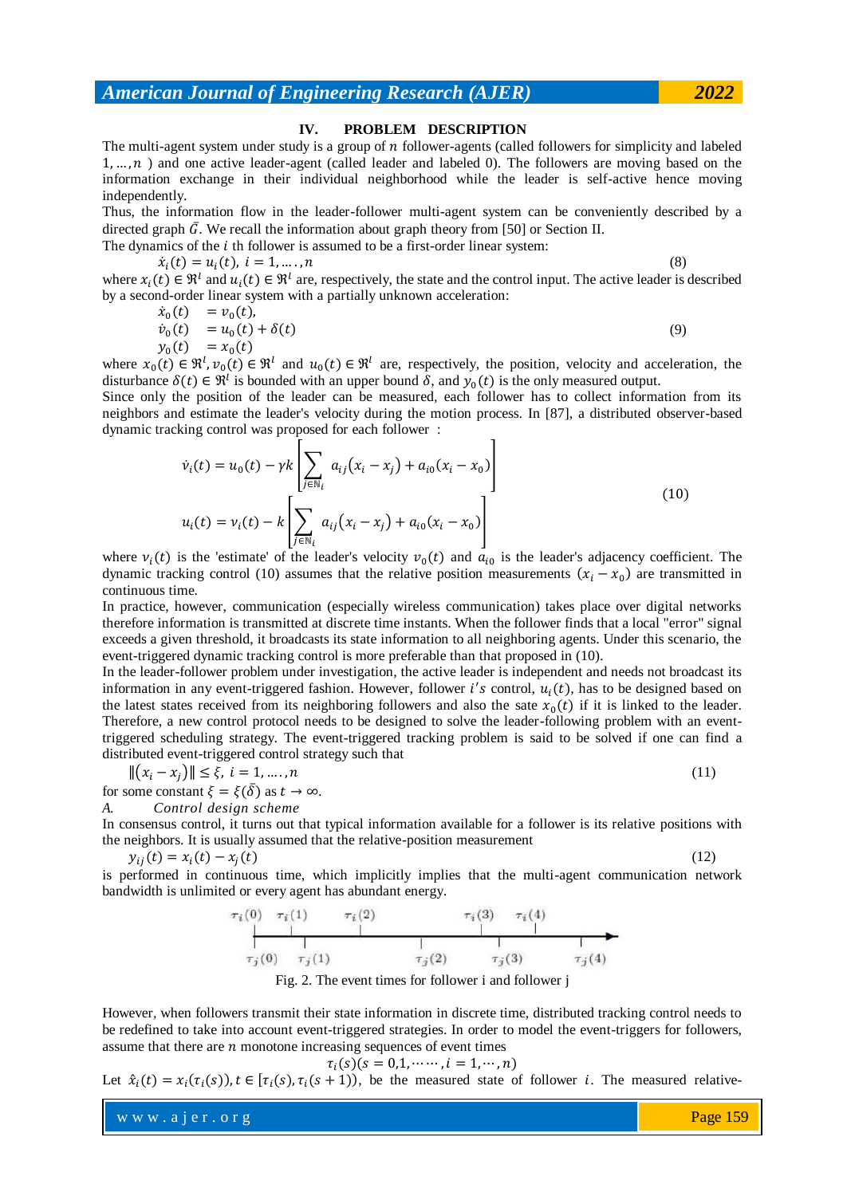## IV. PROBLEM DESCRIPTION

The multi-agent system under study is a group of $n$ follower-agents (called followers for simplicity and labeled $1, \ldots, n$ ) and one active leader-agent (called leader and labeled 0). The followers are moving based on the information exchange in their individual neighborhood while the leader is self-active hence moving independently.

Thus, the information flow in the leader-follower multi-agent system can be conveniently described by a directed graph $\bar{G}$. We recall the information about graph theory from [50] or Section II.

The dynamics of the $i$ th follower is assumed to be a first-order linear system:

$$\dot{x}_i(t) = u_i(t),\ i = 1, \ldots., n \tag{8}$$

where $x_i(t) \in \Re^l$ and $u_i(t) \in \Re^l$ are, respectively, the state and the control input. The active leader is described by a second-order linear system with a partially unknown acceleration:

$$\begin{aligned} \dot{x}_0(t) &= v_0(t), \\ \dot{v}_0(t) &= u_0(t) + \delta(t) \\ y_0(t) &= x_0(t) \end{aligned} \tag{9}$$

where $x_0(t) \in \Re^l, v_0(t) \in \Re^l$ and $u_0(t) \in \Re^l$ are, respectively, the position, velocity and acceleration, the disturbance $\delta(t) \in \Re^l$ is bounded with an upper bound $\bar{\delta}$, and $y_0(t)$ is the only measured output.

Since only the position of the leader can be measured, each follower has to collect information from its neighbors and estimate the leader's velocity during the motion process. In [87], a distributed observer-based dynamic tracking control was proposed for each follower :

$$\begin{aligned} \dot{v}_i(t) &= u_0(t) - \gamma k \left[ \sum_{j \in \mathbb{N}_i} a_{ij}(x_i - x_j) + a_{i0}(x_i - x_0) \right] \\ u_i(t) &= v_i(t) - k \left[ \sum_{j \in \mathbb{N}_i} a_{ij}(x_i - x_j) + a_{i0}(x_i - x_0) \right] \end{aligned} \tag{10}$$

where $v_i(t)$ is the 'estimate' of the leader's velocity $v_0(t)$ and $a_{i0}$ is the leader's adjacency coefficient. The dynamic tracking control (10) assumes that the relative position measurements $(x_i - x_0)$ are transmitted in continuous time.

In practice, however, communication (especially wireless communication) takes place over digital networks therefore information is transmitted at discrete time instants. When the follower finds that a local "error" signal exceeds a given threshold, it broadcasts its state information to all neighboring agents. Under this scenario, the event-triggered dynamic tracking control is more preferable than that proposed in (10).

In the leader-follower problem under investigation, the active leader is independent and needs not broadcast its information in any event-triggered fashion. However, follower $i's$ control, $u_i(t)$, has to be designed based on the latest states received from its neighboring followers and also the sate $x_0(t)$ if it is linked to the leader. Therefore, a new control protocol needs to be designed to solve the leader-following problem with an event-triggered scheduling strategy. The event-triggered tracking problem is said to be solved if one can find a distributed event-triggered control strategy such that

$$\|(x_i - x_j)\| \leq \xi,\ i = 1, \ldots., n \tag{11}$$

for some constant $\xi = \xi(\bar{\delta})$ as $t \to \infty$.

### A. *Control design scheme*

In consensus control, it turns out that typical information available for a follower is its relative positions with the neighbors. It is usually assumed that the relative-position measurement

$$y_{ij}(t) = x_i(t) - x_j(t) \tag{12}$$

is performed in continuous time, which implicitly implies that the multi-agent communication network bandwidth is unlimited or every agent has abundant energy.

Fig. 2. The event times for follower i and follower j

However, when followers transmit their state information in discrete time, distributed tracking control needs to be redefined to take into account event-triggered strategies. In order to model the event-triggers for followers, assume that there are $n$ monotone increasing sequences of event times

$$\tau_i(s)(s = 0,1, \cdots\cdots, i = 1, \cdots, n)$$

Let $\hat{x}_i(t) = x_i(\tau_i(s)), t \in [\tau_i(s), \tau_i(s+1))$, be the measured state of follower $i$. The measured relative-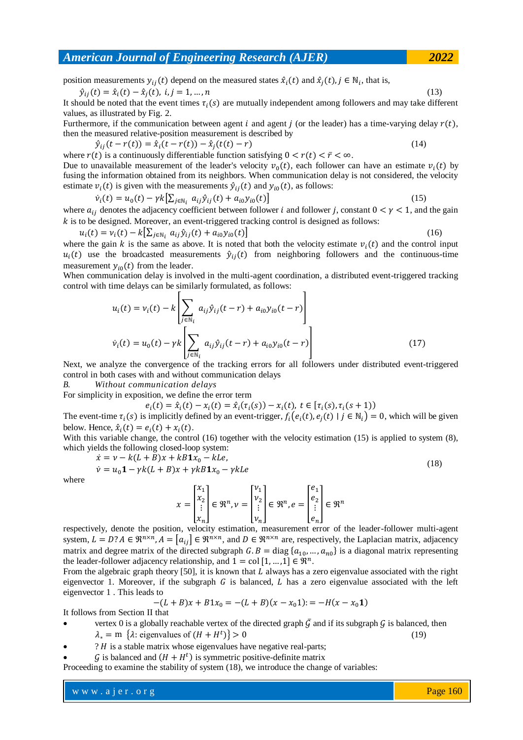position measurements $y_{ij}(t)$ depend on the measured states $\hat{x}_i(t)$ and $\hat{x}_j(t), j \in \mathbb{N}_i$, that is,

$$\hat{y}_{ij}(t) = \hat{x}_i(t) - \hat{x}_j(t),\ i, j = 1, \dots, n \tag{13}$$

It should be noted that the event times $\tau_i(s)$ are mutually independent among followers and may take different values, as illustrated by Fig. 2.

Furthermore, if the communication between agent $i$ and agent $j$ (or the leader) has a time-varying delay $r(t)$, then the measured relative-position measurement is described by

$$\hat{y}_{ij}(t - r(t)) = \hat{x}_i(t - r(t)) - \hat{x}_j(t(t) - r) \tag{14}$$

where $r(t)$ is a continuously differentiable function satisfying $0 < r(t) < \bar{r} < \infty$.

Due to unavailable measurement of the leader's velocity $v_0(t)$, each follower can have an estimate $v_i(t)$ by fusing the information obtained from its neighbors. When communication delay is not considered, the velocity estimate $v_i(t)$ is given with the measurements $\hat{y}_{ij}(t)$ and $y_{i0}(t)$, as follows:

$$\dot{v}_i(t) = u_0(t) - \gamma k\left[\sum_{j\in\mathbb{N}_i} a_{ij}\hat{y}_{ij}(t) + a_{i0}y_{i0}(t)\right] \tag{15}$$

where $a_{ij}$ denotes the adjacency coefficient between follower $i$ and follower $j$, constant $0 < \gamma < 1$, and the gain $k$ is to be designed. Moreover, an event-triggered tracking control is designed as follows:

$$u_i(t) = v_i(t) - k\left[\sum_{j\in\mathbb{N}_i} a_{ij}\hat{y}_{ij}(t) + a_{i0}y_{i0}(t)\right] \tag{16}$$

where the gain $k$ is the same as above. It is noted that both the velocity estimate $v_i(t)$ and the control input $u_i(t)$ use the broadcasted measurements $\hat{y}_{ij}(t)$ from neighboring followers and the continuous-time measurement $y_{i0}(t)$ from the leader.

When communication delay is involved in the multi-agent coordination, a distributed event-triggered tracking control with time delays can be similarly formulated, as follows:

$$u_i(t) = v_i(t) - k\left[\sum_{j\in\mathbb{N}_i} a_{ij}\hat{y}_{ij}(t - r) + a_{i0}y_{i0}(t - r)\right]$$
$$\dot{v}_i(t) = u_0(t) - \gamma k\left[\sum_{j\in\mathbb{N}_i} a_{ij}\hat{y}_{ij}(t - r) + a_{i0}y_{i0}(t - r)\right] \tag{17}$$

Next, we analyze the convergence of the tracking errors for all followers under distributed event-triggered control in both cases with and without communication delays

*B. Without communication delays*

For simplicity in exposition, we define the error term

$$e_i(t) = \hat{x}_i(t) - x_i(t) = \hat{x}_i(\tau_i(s)) - x_i(t),\ t \in [\tau_i(s), \tau_i(s+1))$$

The event-time $\tau_i(s)$ is implicitly defined by an event-trigger, $f_i\big(e_i(t), e_j(t) \mid j \in \mathbb{N}_i\big) = 0$, which will be given below. Hence, $\hat{x}_i(t) = e_i(t) + x_i(t)$.

With this variable change, the control (16) together with the velocity estimation (15) is applied to system (8), which yields the following closed-loop system:

$$\begin{aligned} \dot{x} &= v - k(L + B)x + kB\mathbf{1}x_0 - kLe, \\ \dot{v} &= u_0\mathbf{1} - \gamma k(L + B)x + \gamma kB\mathbf{1}x_0 - \gamma kLe \end{aligned} \tag{18}$$

where

$$x = \begin{bmatrix} x_1 \\ x_2 \\ \vdots \\ x_n \end{bmatrix} \in \Re^n, v = \begin{bmatrix} v_1 \\ v_2 \\ \vdots \\ v_n \end{bmatrix} \in \Re^n, e = \begin{bmatrix} e_1 \\ e_2 \\ \vdots \\ e_n \end{bmatrix} \in \Re^n$$

respectively, denote the position, velocity estimation, measurement error of the leader-follower multi-agent system, $L = D?A \in \Re^{n\times n}, A = [a_{ij}] \in \Re^{n\times n}$, and $D \in \Re^{n\times n}$ are, respectively, the Laplacian matrix, adjacency matrix and degree matrix of the directed subgraph $G$. $B = \text{diag}\{a_{10}, \dots, a_{n0}\}$ is a diagonal matrix representing the leader-follower adjacency relationship, and $1 = \text{col}[1, \dots, 1] \in \Re^n$.

From the algebraic graph theory [50], it is known that $L$ always has a zero eigenvalue associated with the right eigenvector 1. Moreover, if the subgraph $G$ is balanced, $L$ has a zero eigenvalue associated with the left eigenvector 1 . This leads to

$$-(L + B)x + B1x_0 = -(L + B)(x - x_0 1) := -H(x - x_0\mathbf{1})$$

It follows from Section II that

- vertex 0 is a globally reachable vertex of the directed graph $\bar{\mathcal{G}}$ and if its subgraph $\mathcal{G}$ is balanced, then
  $$\lambda_* = \text{m}\ \{\lambda: \text{eigenvalues of } (H + H^t)\} > 0 \tag{19}$$
- ? $H$ is a stable matrix whose eigenvalues have negative real-parts;
- $\mathcal{G}$ is balanced and $(H + H^t)$ is symmetric positive-definite matrix

Proceeding to examine the stability of system (18), we introduce the change of variables: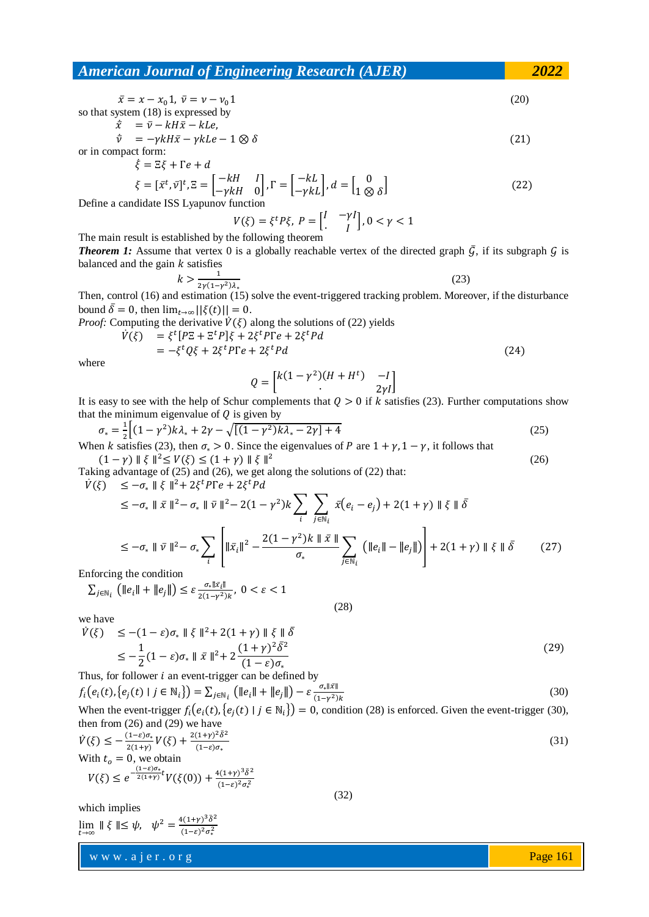$$\bar{x} = x - x_0 1,\ \bar{v} = v - v_0 1 \tag{20}$$

so that system (18) is expressed by

$$\begin{aligned} \dot{\bar{x}} &= \bar{v} - kH\bar{x} - kLe, \\ \dot{\bar{v}} &= -\gamma kH\bar{x} - \gamma kLe - 1 \otimes \delta \end{aligned} \tag{21}$$

or in compact form:

$$\begin{aligned} &\dot{\xi} = \Xi\xi + \Gamma e + d \\ &\xi = [\bar{x}^t, \bar{v}]^t, \Xi = \begin{bmatrix} -kH & I \\ -\gamma kH & 0 \end{bmatrix}, \Gamma = \begin{bmatrix} -kL \\ -\gamma kL \end{bmatrix}, d = \begin{bmatrix} 0 \\ 1 \otimes \delta \end{bmatrix} \end{aligned} \tag{22}$$

Define a candidate ISS Lyapunov function

$$V(\xi) = \xi^t P \xi,\ P = \begin{bmatrix} I & -\gamma I \\ \cdot & I \end{bmatrix}, 0 < \gamma < 1$$

The main result is established by the following theorem

***Theorem 1:*** Assume that vertex 0 is a globally reachable vertex of the directed graph $\bar{\mathcal{G}}$, if its subgraph $\mathcal{G}$ is balanced and the gain $k$ satisfies

$$k > \frac{1}{2\gamma(1-\gamma^2)\lambda_*} \tag{23}$$

Then, control (16) and estimation (15) solve the event-triggered tracking problem. Moreover, if the disturbance bound $\bar{\delta} = 0$, then $\lim_{t\to\infty} ||\xi(t)|| = 0$.

*Proof:* Computing the derivative $\dot{V}(\xi)$ along the solutions of (22) yields

$$\begin{aligned} \dot{V}(\xi) &= \xi^t[P\Xi + \Xi^t P]\xi + 2\xi^t P\Gamma e + 2\xi^t P d \\ &= -\xi^t Q \xi + 2\xi^t P\Gamma e + 2\xi^t P d \end{aligned} \tag{24}$$

where

$$Q = \begin{bmatrix} k(1-\gamma^2)(H + H^t) & -I \\ \cdot & 2\gamma I \end{bmatrix}$$

It is easy to see with the help of Schur complements that $Q > 0$ if $k$ satisfies (23). Further computations show that the minimum eigenvalue of $Q$ is given by

$$\sigma_* = \frac{1}{2}\left[(1-\gamma^2)k\lambda_* + 2\gamma - \sqrt{[(1-\gamma^2)k\lambda_* - 2\gamma] + 4}\right] \tag{25}$$

When $k$ satisfies (23), then $\sigma_* > 0$. Since the eigenvalues of $P$ are $1+\gamma, 1-\gamma$, it follows that

$$(1-\gamma)\ \|\xi\|^2 \leq V(\xi) \leq (1+\gamma)\ \|\xi\|^2 \tag{26}$$

Taking advantage of (25) and (26), we get along the solutions of (22) that:

$$\begin{aligned} \dot{V}(\xi) &\leq -\sigma_* \|\xi\|^2 + 2\xi^t P\Gamma e + 2\xi^t P d \\ &\leq -\sigma_* \|\bar{x}\|^2 - \sigma_* \|\bar{v}\|^2 - 2(1-\gamma^2)k \sum_i \sum_{j\in\mathbb{N}_i} \bar{x}(e_i - e_j) + 2(1+\gamma)\|\xi\|\bar{\delta} \\ &\leq -\sigma_* \|\bar{v}\|^2 - \sigma_* \sum_i \left[ \|\bar{x}_i\|^2 - \frac{2(1-\gamma^2)k\|\bar{x}\|}{\sigma_*} \sum_{j\in\mathbb{N}_i} (\|e_i\| - \|e_j\|) \right] + 2(1+\gamma)\|\xi\|\bar{\delta} \end{aligned} \tag{27}$$

Enforcing the condition

$$\sum_{j\in\mathbb{N}_i} (\|e_i\| + \|e_j\|) \leq \varepsilon \frac{\sigma_* \|\bar{x}_i\|}{2(1-\gamma^2)k},\ 0 < \varepsilon < 1 \tag{28}$$

we have

$$\begin{aligned} \dot{V}(\xi) &\leq -(1-\varepsilon)\sigma_* \|\xi\|^2 + 2(1+\gamma)\|\xi\|\bar{\delta} \\ &\leq -\frac{1}{2}(1-\varepsilon)\sigma_* \|\bar{x}\|^2 + 2\frac{(1+\gamma)^2\bar{\delta}^2}{(1-\varepsilon)\sigma_*} \end{aligned} \tag{29}$$

Thus, for follower $i$ an event-trigger can be defined by

$$f_i(e_i(t), \{e_j(t) \mid j \in \mathbb{N}_i\}) = \sum_{j\in\mathbb{N}_i} (\|e_i\| + \|e_j\|) - \varepsilon \frac{\sigma_* \|\bar{x}\|}{(1-\gamma^2)k} \tag{30}$$

When the event-trigger $f_i(e_i(t), \{e_j(t) \mid j \in \mathbb{N}_i\}) = 0$, condition (28) is enforced. Given the event-trigger (30), then from (26) and (29) we have

$$\dot{V}(\xi) \leq -\frac{(1-\varepsilon)\sigma_*}{2(1+\gamma)} V(\xi) + \frac{2(1+\gamma)^2\bar{\delta}^2}{(1-\varepsilon)\sigma_*} \tag{31}$$

With $t_o = 0$, we obtain

$$V(\xi) \leq e^{-\frac{(1-\varepsilon)\sigma_*}{2(1+\gamma)}t} V(\xi(0)) + \frac{4(1+\gamma)^3\bar{\delta}^2}{(1-\varepsilon)^2\sigma_*^2} \tag{32}$$

which implies

$$\lim_{t\to\infty} \|\xi\| \leq \psi,\quad \psi^2 = \frac{4(1+\gamma)^3\bar{\delta}^2}{(1-\varepsilon)^2\sigma_*^2}$$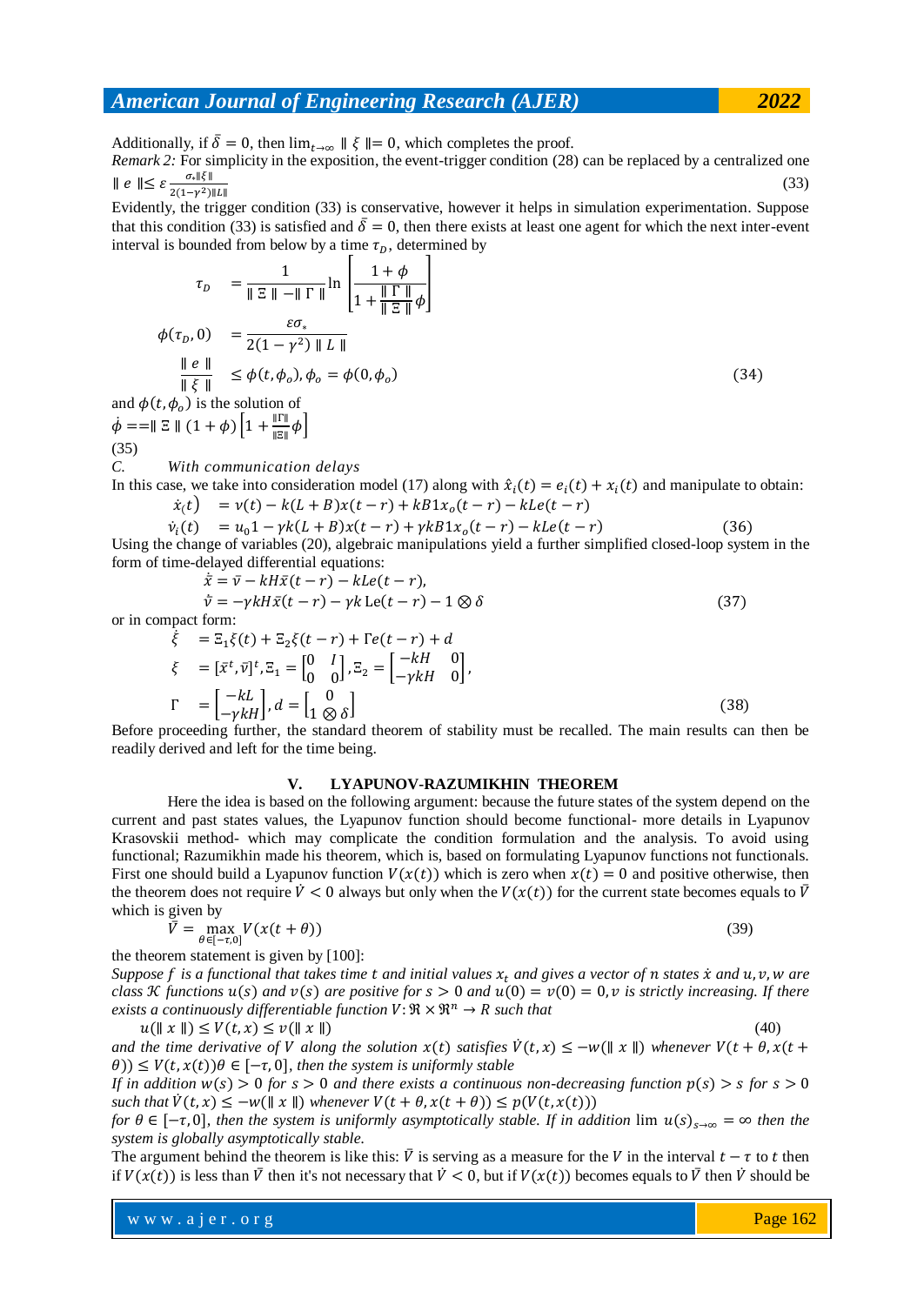Additionally, if $\bar{\delta} = 0$, then $\lim_{t \to \infty} \| \xi \| = 0$, which completes the proof.

*Remark 2:* For simplicity in the exposition, the event-trigger condition (28) can be replaced by a centralized one

$$\| e \| \leq \varepsilon \frac{\sigma_* \| \xi \|}{2(1-\gamma^2)\| L \|} \tag{33}$$

Evidently, the trigger condition (33) is conservative, however it helps in simulation experimentation. Suppose that this condition (33) is satisfied and $\bar{\delta} = 0$, then there exists at least one agent for which the next inter-event interval is bounded from below by a time $\tau_D$, determined by

$$\begin{aligned} \tau_D &= \frac{1}{\| \Xi \| - \| \Gamma \|} \ln \left[ \frac{1+\phi}{1 + \frac{\| \Gamma \|}{\| \Xi \|}\phi} \right] \\ \phi(\tau_D, 0) &= \frac{\varepsilon \sigma_*}{2(1-\gamma^2) \| L \|} \\ \frac{\| e \|}{\| \xi \|} &\leq \phi(t, \phi_o), \phi_o = \phi(0, \phi_o) \end{aligned} \tag{34}$$

and $\phi(t, \phi_o)$ is the solution of

$$\dot{\phi} == \| \Xi \| (1+\phi) \left[ 1 + \frac{\| \Gamma \|}{\| \Xi \|} \phi \right]$$

(35)

C. *With communication delays*

In this case, we take into consideration model (17) along with $\hat{x}_i(t) = e_i(t) + x_i(t)$ and manipulate to obtain:

$$\begin{aligned} \dot{x}_i(t) &= v(t) - k(L+B)x(t-r) + kB1x_o(t-r) - kLe(t-r) \\ \dot{v}_i(t) &= u_0 1 - \gamma k(L+B)x(t-r) + \gamma kB1x_o(t-r) - kLe(t-r) \end{aligned} \tag{36}$$

Using the change of variables (20), algebraic manipulations yield a further simplified closed-loop system in the form of time-delayed differential equations:

$$\begin{aligned} \dot{\bar{x}} &= \bar{v} - kH\bar{x}(t-r) - kLe(t-r), \\ \dot{\bar{v}} &= -\gamma kH\bar{x}(t-r) - \gamma k \, \mathrm{L}e(t-r) - 1 \otimes \delta \end{aligned} \tag{37}$$

or in compact form:

$$\begin{aligned} \dot{\xi} &= \Xi_1 \xi(t) + \Xi_2 \xi(t-r) + \Gamma e(t-r) + d \\ \xi &= [\bar{x}^t, \bar{v}]^t, \Xi_1 = \begin{bmatrix} 0 & I \\ 0 & 0 \end{bmatrix}, \Xi_2 = \begin{bmatrix} -kH & 0 \\ -\gamma kH & 0 \end{bmatrix}, \\ \Gamma &= \begin{bmatrix} -kL \\ -\gamma kH \end{bmatrix}, d = \begin{bmatrix} 0 \\ 1 \otimes \delta \end{bmatrix} \end{aligned} \tag{38}$$

Before proceeding further, the standard theorem of stability must be recalled. The main results can then be readily derived and left for the time being.

## V. LYAPUNOV-RAZUMIKHIN THEOREM

Here the idea is based on the following argument: because the future states of the system depend on the current and past states values, the Lyapunov function should become functional- more details in Lyapunov Krasovskii method- which may complicate the condition formulation and the analysis. To avoid using functional; Razumikhin made his theorem, which is, based on formulating Lyapunov functions not functionals. First one should build a Lyapunov function $V(x(t))$ which is zero when $x(t) = 0$ and positive otherwise, then the theorem does not require $\dot{V} < 0$ always but only when the $V(x(t))$ for the current state becomes equals to $\bar{V}$ which is given by

$$\bar{V} = \max_{\theta \in [-\tau, 0]} V(x(t+\theta)) \tag{39}$$

the theorem statement is given by [100]:

*Suppose $f$ is a functional that takes time $t$ and initial values $x_t$ and gives a vector of $n$ states $\dot{x}$ and $u, v, w$ are class $\mathcal{K}$ functions $u(s)$ and $v(s)$ are positive for $s > 0$ and $u(0) = v(0) = 0, v$ is strictly increasing. If there exists a continuously differentiable function $V: \Re \times \Re^n \to R$ such that*

$$u(\| x \|) \leq V(t, x) \leq v(\| x \|) \tag{40}$$

*and the time derivative of $V$ along the solution $x(t)$ satisfies $\dot{V}(t, x) \leq -w(\| x \|)$ whenever $V(t+\theta, x(t+\theta)) \leq V(t, x(t)) \theta \in [-\tau, 0]$, then the system is uniformly stable*

*If in addition $w(s) > 0$ for $s > 0$ and there exists a continuous non-decreasing function $p(s) > s$ for $s > 0$ such that $\dot{V}(t, x) \leq -w(\| x \|)$ whenever $V(t+\theta, x(t+\theta)) \leq p(V(t, x(t)))$ for $\theta \in [-\tau, 0]$, then the system is uniformly asymptotically stable. If in addition $\lim u(s)_{s \to \infty} = \infty$ then the system is globally asymptotically stable.*

The argument behind the theorem is like this: $\bar{V}$ is serving as a measure for the $V$ in the interval $t - \tau$ to $t$ then if $V(x(t))$ is less than $\bar{V}$ then it's not necessary that $\dot{V} < 0$, but if $V(x(t))$ becomes equals to $\bar{V}$ then $\dot{V}$ should be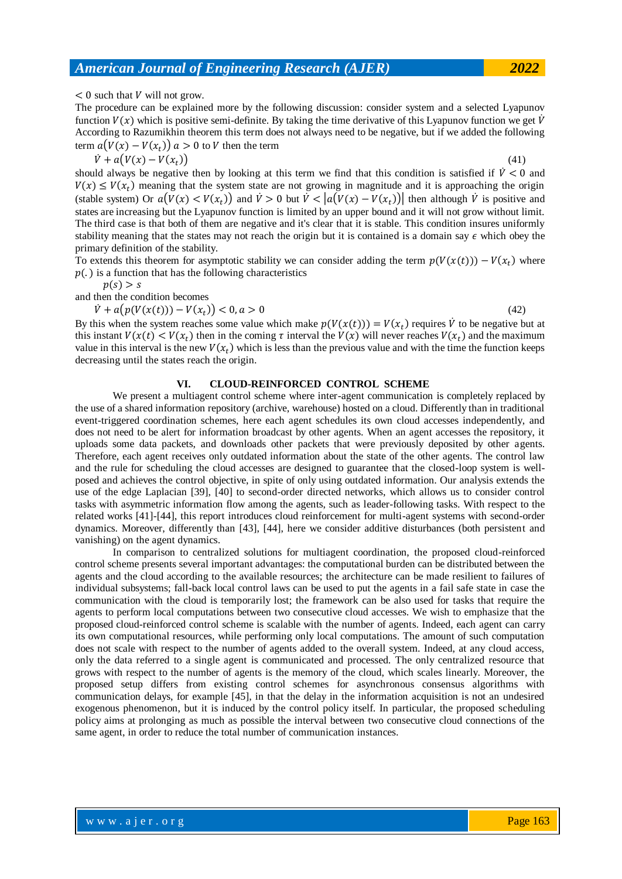$< 0$ such that $V$ will not grow.

The procedure can be explained more by the following discussion: consider system and a selected Lyapunov function $V(x)$ which is positive semi-definite. By taking the time derivative of this Lyapunov function we get $\dot{V}$ According to Razumikhin theorem this term does not always need to be negative, but if we added the following term $a\big(V(x) - V(x_t)\big)\ a > 0$ to $V$ then the term

$$\dot{V} + a\big(V(x) - V(x_t)\big) \tag{41}$$

should always be negative then by looking at this term we find that this condition is satisfied if $\dot{V} < 0$ and $V(x) \leq V(x_t)$ meaning that the system state are not growing in magnitude and it is approaching the origin (stable system) Or $a\big(V(x) < V(x_t)\big)$ and $\dot{V} > 0$ but $\dot{V} < \big|a\big(V(x) - V(x_t)\big)\big|$ then although $\dot{V}$ is positive and states are increasing but the Lyapunov function is limited by an upper bound and it will not grow without limit. The third case is that both of them are negative and it's clear that it is stable. This condition insures uniformly stability meaning that the states may not reach the origin but it is contained is a domain say $\epsilon$ which obey the primary definition of the stability.

To extends this theorem for asymptotic stability we can consider adding the term $p(V(x(t))) - V(x_t)$ where $p(.)$ is a function that has the following characteristics

$$p(s) > s$$

and then the condition becomes

$$\dot{V} + a\big(p(V(x(t))) - V(x_t)\big) < 0, a > 0 \tag{42}$$

By this when the system reaches some value which make $p(V(x(t))) = V(x_t)$ requires $\dot{V}$ to be negative but at this instant $V(x(t) < V(x_t)$ then in the coming $\tau$ interval the $V(x)$ will never reaches $V(x_t)$ and the maximum value in this interval is the new $V(x_t)$ which is less than the previous value and with the time the function keeps decreasing until the states reach the origin.

## VI. CLOUD-REINFORCED CONTROL SCHEME

We present a multiagent control scheme where inter-agent communication is completely replaced by the use of a shared information repository (archive, warehouse) hosted on a cloud. Differently than in traditional event-triggered coordination schemes, here each agent schedules its own cloud accesses independently, and does not need to be alert for information broadcast by other agents. When an agent accesses the repository, it uploads some data packets, and downloads other packets that were previously deposited by other agents. Therefore, each agent receives only outdated information about the state of the other agents. The control law and the rule for scheduling the cloud accesses are designed to guarantee that the closed-loop system is well-posed and achieves the control objective, in spite of only using outdated information. Our analysis extends the use of the edge Laplacian [39], [40] to second-order directed networks, which allows us to consider control tasks with asymmetric information flow among the agents, such as leader-following tasks. With respect to the related works [41]-[44], this report introduces cloud reinforcement for multi-agent systems with second-order dynamics. Moreover, differently than [43], [44], here we consider additive disturbances (both persistent and vanishing) on the agent dynamics.

In comparison to centralized solutions for multiagent coordination, the proposed cloud-reinforced control scheme presents several important advantages: the computational burden can be distributed between the agents and the cloud according to the available resources; the architecture can be made resilient to failures of individual subsystems; fall-back local control laws can be used to put the agents in a fail safe state in case the communication with the cloud is temporarily lost; the framework can be also used for tasks that require the agents to perform local computations between two consecutive cloud accesses. We wish to emphasize that the proposed cloud-reinforced control scheme is scalable with the number of agents. Indeed, each agent can carry its own computational resources, while performing only local computations. The amount of such computation does not scale with respect to the number of agents added to the overall system. Indeed, at any cloud access, only the data referred to a single agent is communicated and processed. The only centralized resource that grows with respect to the number of agents is the memory of the cloud, which scales linearly. Moreover, the proposed setup differs from existing control schemes for asynchronous consensus algorithms with communication delays, for example [45], in that the delay in the information acquisition is not an undesired exogenous phenomenon, but it is induced by the control policy itself. In particular, the proposed scheduling policy aims at prolonging as much as possible the interval between two consecutive cloud connections of the same agent, in order to reduce the total number of communication instances.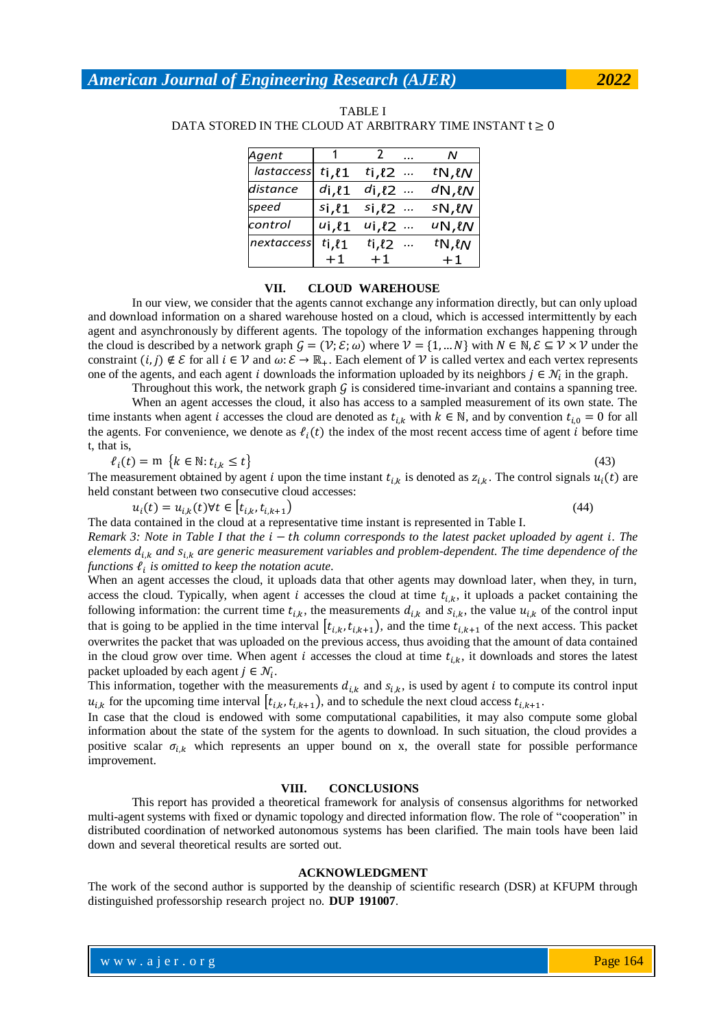TABLE I
DATA STORED IN THE CLOUD AT ARBITRARY TIME INSTANT t ≥ 0

| Agent | 1 | 2 | … | N |
|---|---|---|---|---|
| lastaccess | $t_{i,\ell 1}$ | $t_{i,\ell 2}$ | … | $t_{N,\ell N}$ |
| distance | $d_{i,\ell 1}$ | $d_{i,\ell 2}$ | … | $d_{N,\ell N}$ |
| speed | $s_{i,\ell 1}$ | $s_{i,\ell 2}$ | … | $s_{N,\ell N}$ |
| control | $u_{i,\ell 1}$ | $u_{i,\ell 2}$ | … | $u_{N,\ell N}$ |
| nextaccess | $t_{i,\ell 1}$ $+1$ | $t_{i,\ell 2}$ $+1$ | … | $t_{N,\ell N}$ $+1$ |

## VII. CLOUD WAREHOUSE

In our view, we consider that the agents cannot exchange any information directly, but can only upload and download information on a shared warehouse hosted on a cloud, which is accessed intermittently by each agent and asynchronously by different agents. The topology of the information exchanges happening through the cloud is described by a network graph $\mathcal{G} = (\mathcal{V}; \mathcal{E}; \omega)$ where $\mathcal{V} = \{1, \ldots N\}$ with $N \in \mathbb{N}, \mathcal{E} \subseteq \mathcal{V} \times \mathcal{V}$ under the constraint $(i, j) \notin \mathcal{E}$ for all $i \in \mathcal{V}$ and $\omega: \mathcal{E} \to \mathbb{R}_+$. Each element of $\mathcal{V}$ is called vertex and each vertex represents one of the agents, and each agent $i$ downloads the information uploaded by its neighbors $j \in \mathcal{N}_i$ in the graph.

Throughout this work, the network graph $\mathcal{G}$ is considered time-invariant and contains a spanning tree.

When an agent accesses the cloud, it also has access to a sampled measurement of its own state. The time instants when agent $i$ accesses the cloud are denoted as $t_{i,k}$ with $k \in \mathbb{N}$, and by convention $t_{i,0} = 0$ for all the agents. For convenience, we denote as $\ell_i(t)$ the index of the most recent access time of agent $i$ before time t, that is,

$$\ell_i(t) = \mathrm{m}\ \{k \in \mathbb{N}: t_{i,k} \leq t\} \tag{43}$$

The measurement obtained by agent $i$ upon the time instant $t_{i,k}$ is denoted as $z_{i,k}$. The control signals $u_i(t)$ are held constant between two consecutive cloud accesses:

$$u_i(t) = u_{i,k}(t) \forall t \in [t_{i,k}, t_{i,k+1}) \tag{44}$$

The data contained in the cloud at a representative time instant is represented in Table I.

*Remark 3: Note in Table I that the $i - th$ column corresponds to the latest packet uploaded by agent $i$. The elements $d_{i,k}$ and $s_{i,k}$ are generic measurement variables and problem-dependent. The time dependence of the functions $\ell_i$ is omitted to keep the notation acute.*

When an agent accesses the cloud, it uploads data that other agents may download later, when they, in turn, access the cloud. Typically, when agent $i$ accesses the cloud at time $t_{i,k}$, it uploads a packet containing the following information: the current time $t_{i,k}$, the measurements $d_{i,k}$ and $s_{i,k}$, the value $u_{i,k}$ of the control input that is going to be applied in the time interval $[t_{i,k}, t_{i,k+1})$, and the time $t_{i,k+1}$ of the next access. This packet overwrites the packet that was uploaded on the previous access, thus avoiding that the amount of data contained in the cloud grow over time. When agent $i$ accesses the cloud at time $t_{i,k}$, it downloads and stores the latest packet uploaded by each agent $j \in \mathcal{N}_i$.

This information, together with the measurements $d_{i,k}$ and $s_{i,k}$, is used by agent $i$ to compute its control input $u_{i,k}$ for the upcoming time interval $[t_{i,k}, t_{i,k+1})$, and to schedule the next cloud access $t_{i,k+1}$.

In case that the cloud is endowed with some computational capabilities, it may also compute some global information about the state of the system for the agents to download. In such situation, the cloud provides a positive scalar $\sigma_{i,k}$ which represents an upper bound on x, the overall state for possible performance improvement.

## VIII. CONCLUSIONS

This report has provided a theoretical framework for analysis of consensus algorithms for networked multi-agent systems with fixed or dynamic topology and directed information flow. The role of "cooperation" in distributed coordination of networked autonomous systems has been clarified. The main tools have been laid down and several theoretical results are sorted out.

## ACKNOWLEDGMENT

The work of the second author is supported by the deanship of scientific research (DSR) at KFUPM through distinguished professorship research project no. **DUP 191007**.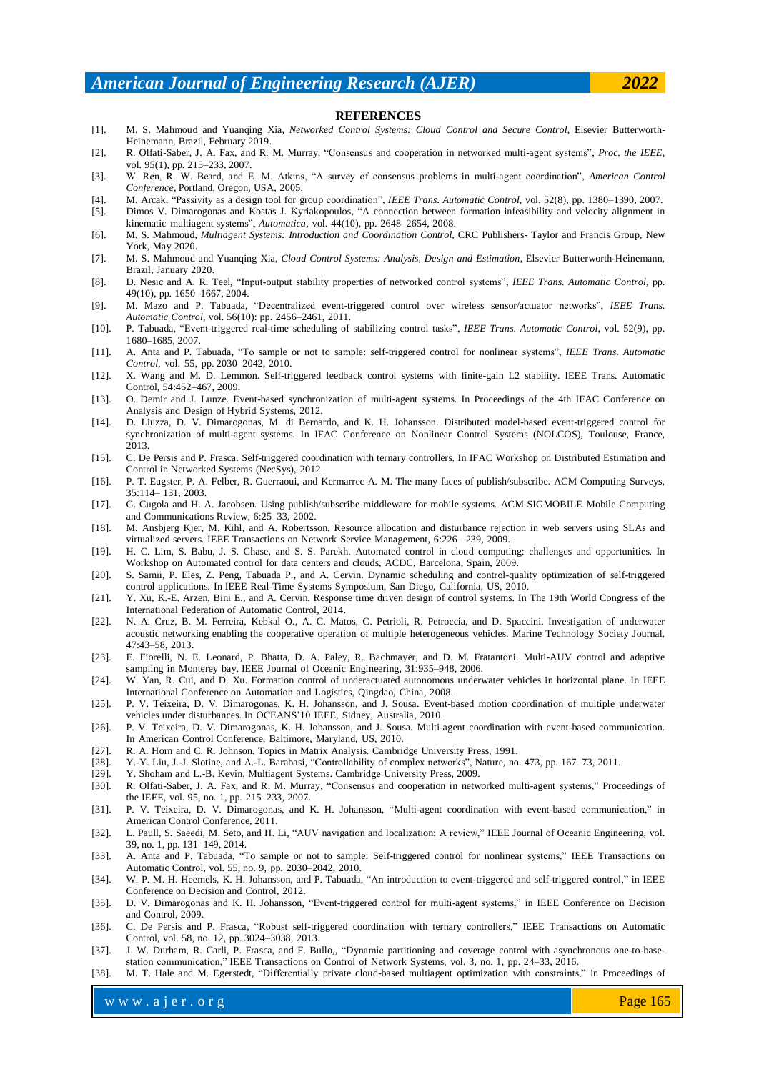## REFERENCES

[1]. M. S. Mahmoud and Yuanqing Xia, *Networked Control Systems: Cloud Control and Secure Control*, Elsevier Butterworth-Heinemann, Brazil, February 2019.

[2]. R. Olfati-Saber, J. A. Fax, and R. M. Murray, "Consensus and cooperation in networked multi-agent systems", *Proc. the IEEE*, vol. 95(1), pp. 215–233, 2007.

[3]. W. Ren, R. W. Beard, and E. M. Atkins, "A survey of consensus problems in multi-agent coordination", *American Control Conference*, Portland, Oregon, USA, 2005.

[4]. M. Arcak, "Passivity as a design tool for group coordination", *IEEE Trans. Automatic Control*, vol. 52(8), pp. 1380–1390, 2007.

[5]. Dimos V. Dimarogonas and Kostas J. Kyriakopoulos, "A connection between formation infeasibility and velocity alignment in kinematic multiagent systems", *Automatica*, vol. 44(10), pp. 2648–2654, 2008.

[6]. M. S. Mahmoud, *Multiagent Systems: Introduction and Coordination Control*, CRC Publishers- Taylor and Francis Group, New York, May 2020.

[7]. M. S. Mahmoud and Yuanqing Xia, *Cloud Control Systems: Analysis, Design and Estimation*, Elsevier Butterworth-Heinemann, Brazil, January 2020.

[8]. D. Nesic and A. R. Teel, "Input-output stability properties of networked control systems", *IEEE Trans. Automatic Control*, pp. 49(10), pp. 1650–1667, 2004.

[9]. M. Mazo and P. Tabuada, "Decentralized event-triggered control over wireless sensor/actuator networks", *IEEE Trans. Automatic Control*, vol. 56(10): pp. 2456–2461, 2011.

[10]. P. Tabuada, "Event-triggered real-time scheduling of stabilizing control tasks", *IEEE Trans. Automatic Control*, vol. 52(9), pp. 1680–1685, 2007.

[11]. A. Anta and P. Tabuada, "To sample or not to sample: self-triggered control for nonlinear systems", *IEEE Trans. Automatic Control*, vol. 55, pp. 2030–2042, 2010.

[12]. X. Wang and M. D. Lemmon. Self-triggered feedback control systems with finite-gain L2 stability. IEEE Trans. Automatic Control, 54:452–467, 2009.

[13]. O. Demir and J. Lunze. Event-based synchronization of multi-agent systems. In Proceedings of the 4th IFAC Conference on Analysis and Design of Hybrid Systems, 2012.

[14]. D. Liuzza, D. V. Dimarogonas, M. di Bernardo, and K. H. Johansson. Distributed model-based event-triggered control for synchronization of multi-agent systems. In IFAC Conference on Nonlinear Control Systems (NOLCOS), Toulouse, France, 2013.

[15]. C. De Persis and P. Frasca. Self-triggered coordination with ternary controllers. In IFAC Workshop on Distributed Estimation and Control in Networked Systems (NecSys), 2012.

[16]. P. T. Eugster, P. A. Felber, R. Guerraoui, and Kermarrec A. M. The many faces of publish/subscribe. ACM Computing Surveys, 35:114– 131, 2003.

[17]. G. Cugola and H. A. Jacobsen. Using publish/subscribe middleware for mobile systems. ACM SIGMOBILE Mobile Computing and Communications Review, 6:25–33, 2002.

[18]. M. Ansbjerg Kjer, M. Kihl, and A. Robertsson. Resource allocation and disturbance rejection in web servers using SLAs and virtualized servers. IEEE Transactions on Network Service Management, 6:226– 239, 2009.

[19]. H. C. Lim, S. Babu, J. S. Chase, and S. S. Parekh. Automated control in cloud computing: challenges and opportunities. In Workshop on Automated control for data centers and clouds, ACDC, Barcelona, Spain, 2009.

[20]. S. Samii, P. Eles, Z. Peng, Tabuada P., and A. Cervin. Dynamic scheduling and control-quality optimization of self-triggered control applications. In IEEE Real-Time Systems Symposium, San Diego, California, US, 2010.

[21]. Y. Xu, K.-E. Arzen, Bini E., and A. Cervin. Response time driven design of control systems. In The 19th World Congress of the International Federation of Automatic Control, 2014.

[22]. N. A. Cruz, B. M. Ferreira, Kebkal O., A. C. Matos, C. Petrioli, R. Petroccia, and D. Spaccini. Investigation of underwater acoustic networking enabling the cooperative operation of multiple heterogeneous vehicles. Marine Technology Society Journal, 47:43–58, 2013.

[23]. E. Fiorelli, N. E. Leonard, P. Bhatta, D. A. Paley, R. Bachmayer, and D. M. Fratantoni. Multi-AUV control and adaptive sampling in Monterey bay. IEEE Journal of Oceanic Engineering, 31:935–948, 2006.

[24]. W. Yan, R. Cui, and D. Xu. Formation control of underactuated autonomous underwater vehicles in horizontal plane. In IEEE International Conference on Automation and Logistics, Qingdao, China, 2008.

[25]. P. V. Teixeira, D. V. Dimarogonas, K. H. Johansson, and J. Sousa. Event-based motion coordination of multiple underwater vehicles under disturbances. In OCEANS'10 IEEE, Sidney, Australia, 2010.

[26]. P. V. Teixeira, D. V. Dimarogonas, K. H. Johansson, and J. Sousa. Multi-agent coordination with event-based communication. In American Control Conference, Baltimore, Maryland, US, 2010.

[27]. R. A. Horn and C. R. Johnson. Topics in Matrix Analysis. Cambridge University Press, 1991.

[28]. Y.-Y. Liu, J.-J. Slotine, and A.-L. Barabasi, "Controllability of complex networks", Nature, no. 473, pp. 167–73, 2011.

[29]. Y. Shoham and L.-B. Kevin, Multiagent Systems. Cambridge University Press, 2009.

[30]. R. Olfati-Saber, J. A. Fax, and R. M. Murray, "Consensus and cooperation in networked multi-agent systems," Proceedings of the IEEE, vol. 95, no. 1, pp. 215–233, 2007.

[31]. P. V. Teixeira, D. V. Dimarogonas, and K. H. Johansson, "Multi-agent coordination with event-based communication," in American Control Conference, 2011.

[32]. L. Paull, S. Saeedi, M. Seto, and H. Li, "AUV navigation and localization: A review," IEEE Journal of Oceanic Engineering, vol. 39, no. 1, pp. 131–149, 2014.

[33]. A. Anta and P. Tabuada, "To sample or not to sample: Self-triggered control for nonlinear systems," IEEE Transactions on Automatic Control, vol. 55, no. 9, pp. 2030–2042, 2010.

[34]. W. P. M. H. Heemels, K. H. Johansson, and P. Tabuada, "An introduction to event-triggered and self-triggered control," in IEEE Conference on Decision and Control, 2012.

[35]. D. V. Dimarogonas and K. H. Johansson, "Event-triggered control for multi-agent systems," in IEEE Conference on Decision and Control, 2009.

[36]. C. De Persis and P. Frasca, "Robust self-triggered coordination with ternary controllers," IEEE Transactions on Automatic Control, vol. 58, no. 12, pp. 3024–3038, 2013.

[37]. J. W. Durham, R. Carli, P. Frasca, and F. Bullo,, "Dynamic partitioning and coverage control with asynchronous one-to-base-station communication," IEEE Transactions on Control of Network Systems, vol. 3, no. 1, pp. 24–33, 2016.

[38]. M. T. Hale and M. Egerstedt, "Differentially private cloud-based multiagent optimization with constraints," in Proceedings of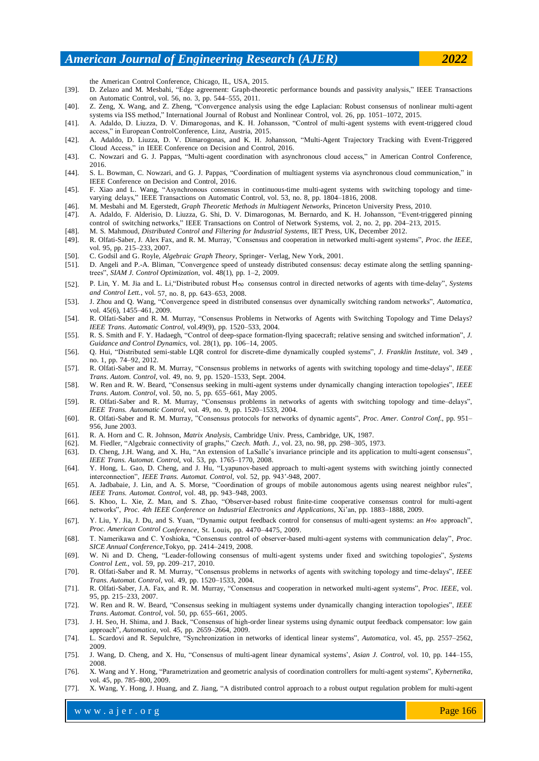the American Control Conference, Chicago, IL, USA, 2015.

[39]. D. Zelazo and M. Mesbahi, "Edge agreement: Graph-theoretic performance bounds and passivity analysis," IEEE Transactions on Automatic Control, vol. 56, no. 3, pp. 544–555, 2011.

[40]. Z. Zeng, X. Wang, and Z. Zheng, "Convergence analysis using the edge Laplacian: Robust consensus of nonlinear multi-agent systems via ISS method," International Journal of Robust and Nonlinear Control, vol. 26, pp. 1051–1072, 2015.

[41]. A. Adaldo, D. Liuzza, D. V. Dimarogonas, and K. H. Johansson, "Control of multi-agent systems with event-triggered cloud access," in European ControlConference, Linz, Austria, 2015.

[42]. A. Adaldo, D. Liuzza, D. V. Dimarogonas, and K. H. Johansson, "Multi-Agent Trajectory Tracking with Event-Triggered Cloud Access," in IEEE Conference on Decision and Control, 2016.

[43]. C. Nowzari and G. J. Pappas, "Multi-agent coordination with asynchronous cloud access," in American Control Conference, 2016.

[44]. S. L. Bowman, C. Nowzari, and G. J. Pappas, "Coordination of multiagent systems via asynchronous cloud communication," in IEEE Conference on Decision and Control, 2016.

[45]. F. Xiao and L. Wang, "Asynchronous consensus in continuous-time multi-agent systems with switching topology and time-varying delays," IEEE Transactions on Automatic Control, vol. 53, no. 8, pp. 1804–1816, 2008.

[46]. M. Mesbahi and M. Egerstedt, *Graph Theoretic Methods in Multiagent Networks*, Princeton University Press, 2010.

[47]. A. Adaldo, F. Alderisio, D. Liuzza, G. Shi, D. V. Dimarogonas, M. Bernardo, and K. H. Johansson, "Event-triggered pinning control of switching networks," IEEE Transactions on Control of Network Systems, vol. 2, no. 2, pp. 204–213, 2015.

[48]. M. S. Mahmoud, *Distributed Control and Filtering for Industrial Systems*, IET Press, UK, December 2012.

[49]. R. Olfati-Saber, J. Alex Fax, and R. M. Murray, "Consensus and cooperation in networked multi-agent systems", *Proc. the IEEE*, vol. 95, pp. 215–233, 2007.

[50]. C. Godsil and G. Royle, *Algebraic Graph Theory*, Springer- Verlag, New York, 2001.

[51]. D. Angeli and P.-A. Bliman, "Convergence speed of unsteady distributed consensus: decay estimate along the settling spanning-trees", *SIAM J. Control Optimization*, vol. 48(1), pp. 1–2, 2009.

[52]. P. Lin, Y. M. Jia and L. Li,"Distributed robust $H_\infty$ consensus control in directed networks of agents with time-delay", *Systems and Control Lett.*, vol. 57, no. 8, pp. 643–653, 2008.

[53]. J. Zhou and Q. Wang, "Convergence speed in distributed consensus over dynamically switching random networks", *Automatica*, vol. 45(6), 1455–461, 2009.

[54]. R. Olfati-Saber and R. M. Murray, "Consensus Problems in Networks of Agents with Switching Topology and Time Delays? *IEEE Trans. Automatic Control*, vol.49(9), pp. 1520–533, 2004.

[55]. R. S. Smith and F. Y. Hadaegh, "Control of deep-space formation-flying spacecraft; relative sensing and switched information", *J. Guidance and Control Dynamics*, vol. 28(1), pp. 106–14, 2005.

[56]. Q. Hui, "Distributed semi-stable LQR control for discrete-dime dynamically coupled systems", *J. Franklin Institute*, vol. 349 , no. 1, pp. 74–92, 2012.

[57]. R. Olfati-Saber and R. M. Murray, "Consensus problems in networks of agents with switching topology and time-delays", *IEEE Trans. Autom. Control*, vol. 49, no. 9, pp. 1520–1533, Sept. 2004.

[58]. W. Ren and R. W. Beard, "Consensus seeking in multi-agent systems under dynamically changing interaction topologies", *IEEE Trans. Autom. Control*, vol. 50, no. 5, pp. 655–661, May 2005.

[59]. R. Olfati-Saber and R. M. Murray, "Consensus problems in networks of agents with switching topology and time–delays", *IEEE Trans. Automatic Control*, vol. 49, no. 9, pp. 1520–1533, 2004.

[60]. R. Olfati-Saber and R. M. Murray, "Consensus protocols for networks of dynamic agents", *Proc. Amer. Control Conf.*, pp. 951–956, June 2003.

[61]. R. A. Horn and C. R. Johnson, *Matrix Analysis*, Cambridge Univ. Press, Cambridge, UK, 1987.

[62]. M. Fiedler, "Algebraic connectivity of graphs," *Czech. Math. J.*, vol. 23, no. 98, pp. 298–305, 1973.

[63]. D. Cheng, J.H. Wang, and X. Hu, "An extension of LaSalle's invariance principle and its application to multi-agent consensus", *IEEE Trans. Automat. Control*, vol. 53, pp. 1765–1770, 2008.

[64]. Y. Hong, L. Gao, D. Cheng, and J. Hu, "Lyapunov-based approach to multi-agent systems with switching jointly connected interconnection", *IEEE Trans. Automat. Control*, vol. 52, pp. 943'-948, 2007.

[65]. A. Jadbabaie, J. Lin, and A. S. Morse, "Coordination of groups of mobile autonomous agents using nearest neighbor rules", *IEEE Trans. Automat. Control*, vol. 48, pp. 943–948, 2003.

[66]. S. Khoo, L. Xie, Z. Man, and S. Zhao, "Observer-based robust finite-time cooperative consensus control for multi-agent networks", *Proc. 4th IEEE Conference on Industrial Electronics and Applications*, Xi'an, pp. 1883–1888, 2009.

[67]. Y. Liu, Y. Jia, J. Du, and S. Yuan, "Dynamic output feedback control for consensus of multi-agent systems: an $H\infty$ approach", *Proc. American Control Conference*, St. Louis, pp. 4470–4475, 2009.

[68]. T. Namerikawa and C. Yoshioka, "Consensus control of observer-based multi-agent systems with communication delay", *Proc. SICE Annual Conference*,Tokyo, pp. 2414–2419, 2008.

[69]. W. Ni and D. Cheng, "Leader-following consensus of multi-agent systems under fixed and switching topologies", *Systems Control Lett.*, vol. 59, pp. 209–217, 2010.

[70]. R. Olfati-Saber and R. M. Murray, "Consensus problems in networks of agents with switching topology and time-delays", *IEEE Trans. Automat. Control*, vol. 49, pp. 1520–1533, 2004.

[71]. R. Olfati-Saber, J.A. Fax, and R. M. Murray, "Consensus and cooperation in networked multi-agent systems", *Proc. IEEE*, vol. 95, pp. 215–233, 2007.

[72]. W. Ren and R. W. Beard, "Consensus seeking in multiagent systems under dynamically changing interaction topologies", *IEEE Trans. Automat. Control*, vol. 50, pp. 655–661, 2005.

[73]. J. H. Seo, H. Shima, and J. Back, "Consensus of high-order linear systems using dynamic output feedback compensator: low gain approach", *Automatica*, vol. 45, pp. 2659–2664, 2009.

[74]. L. Scardovi and R. Sepulchre, "Synchronization in networks of identical linear systems", *Automatica*, vol. 45, pp. 2557–2562, 2009.

[75]. J. Wang, D. Cheng, and X. Hu, "Consensus of multi-agent linear dynamical systems', *Asian J. Control*, vol. 10, pp. 144–155, 2008.

[76]. X. Wang and Y. Hong, "Parametrization and geometric analysis of coordination controllers for multi-agent systems", *Kybernetika*, vol. 45, pp. 785–800, 2009.

[77]. X. Wang, Y. Hong, J. Huang, and Z. Jiang, "A distributed control approach to a robust output regulation problem for multi-agent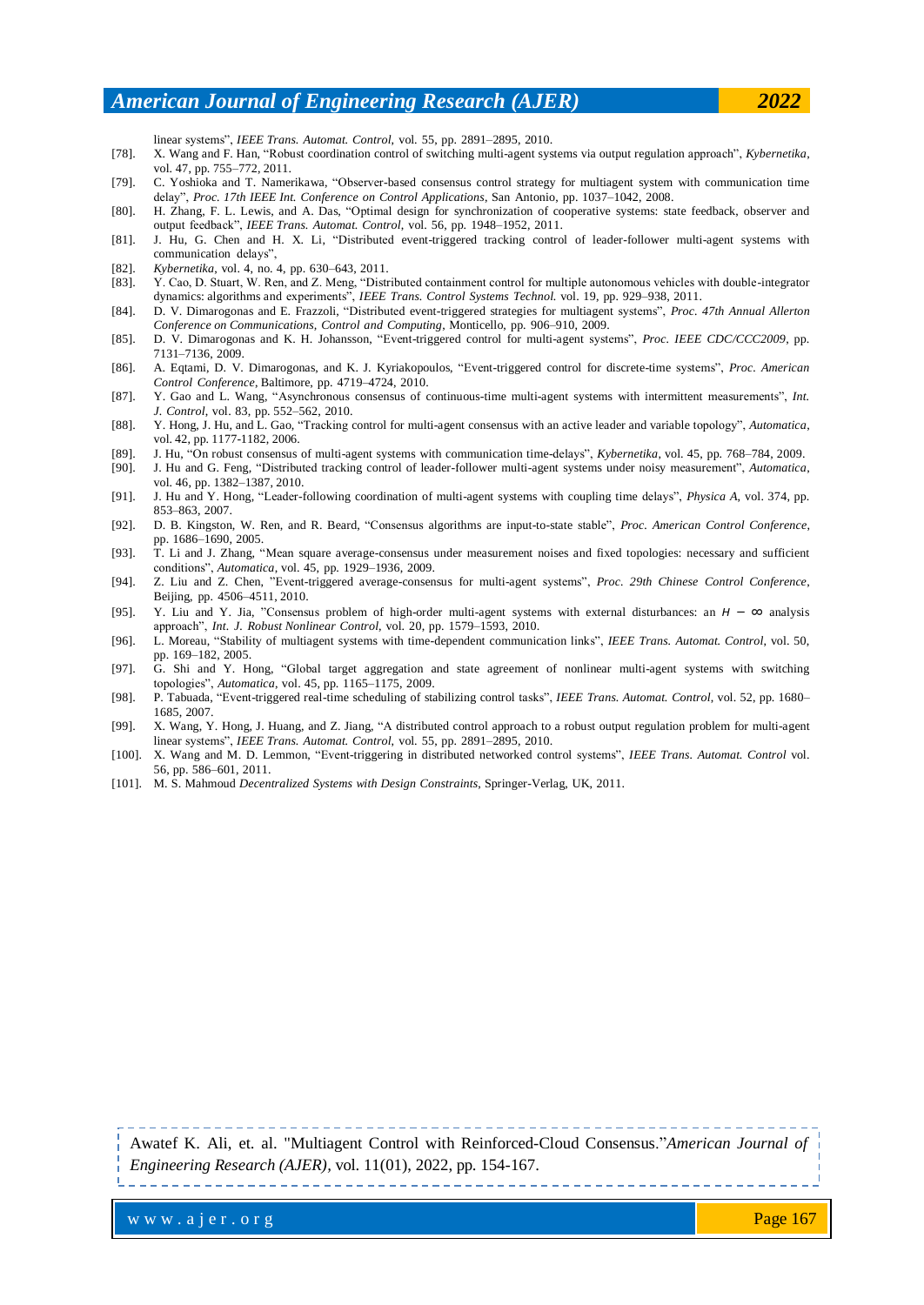linear systems", *IEEE Trans. Automat. Control*, vol. 55, pp. 2891–2895, 2010.

[78]. X. Wang and F. Han, "Robust coordination control of switching multi-agent systems via output regulation approach", *Kybernetika*, vol. 47, pp. 755–772, 2011.

[79]. C. Yoshioka and T. Namerikawa, "Observer-based consensus control strategy for multiagent system with communication time delay", *Proc. 17th IEEE Int. Conference on Control Applications*, San Antonio, pp. 1037–1042, 2008.

[80]. H. Zhang, F. L. Lewis, and A. Das, "Optimal design for synchronization of cooperative systems: state feedback, observer and output feedback", *IEEE Trans. Automat. Control*, vol. 56, pp. 1948–1952, 2011.

[81]. J. Hu, G. Chen and H. X. Li, "Distributed event-triggered tracking control of leader-follower multi-agent systems with communication delays",

[82]. *Kybernetika*, vol. 4, no. 4, pp. 630–643, 2011.

[83]. Y. Cao, D. Stuart, W. Ren, and Z. Meng, "Distributed containment control for multiple autonomous vehicles with double-integrator dynamics: algorithms and experiments", *IEEE Trans. Control Systems Technol.* vol. 19, pp. 929–938, 2011.

[84]. D. V. Dimarogonas and E. Frazzoli, "Distributed event-triggered strategies for multiagent systems", *Proc. 47th Annual Allerton Conference on Communications, Control and Computing*, Monticello, pp. 906–910, 2009.

[85]. D. V. Dimarogonas and K. H. Johansson, "Event-triggered control for multi-agent systems", *Proc. IEEE CDC/CCC2009*, pp. 7131–7136, 2009.

[86]. A. Eqtami, D. V. Dimarogonas, and K. J. Kyriakopoulos, "Event-triggered control for discrete-time systems", *Proc. American Control Conference*, Baltimore, pp. 4719–4724, 2010.

[87]. Y. Gao and L. Wang, "Asynchronous consensus of continuous-time multi-agent systems with intermittent measurements", *Int. J. Control*, vol. 83, pp. 552–562, 2010.

[88]. Y. Hong, J. Hu, and L. Gao, "Tracking control for multi-agent consensus with an active leader and variable topology", *Automatica*, vol. 42, pp. 1177-1182, 2006.

[89]. J. Hu, "On robust consensus of multi-agent systems with communication time-delays", *Kybernetika*, vol. 45, pp. 768–784, 2009.

[90]. J. Hu and G. Feng, "Distributed tracking control of leader-follower multi-agent systems under noisy measurement", *Automatica*, vol. 46, pp. 1382–1387, 2010.

[91]. J. Hu and Y. Hong, "Leader-following coordination of multi-agent systems with coupling time delays", *Physica A*, vol. 374, pp. 853–863, 2007.

[92]. D. B. Kingston, W. Ren, and R. Beard, "Consensus algorithms are input-to-state stable", *Proc. American Control Conference*, pp. 1686–1690, 2005.

[93]. T. Li and J. Zhang, "Mean square average-consensus under measurement noises and fixed topologies: necessary and sufficient conditions", *Automatica*, vol. 45, pp. 1929–1936, 2009.

[94]. Z. Liu and Z. Chen, "Event-triggered average-consensus for multi-agent systems", *Proc. 29th Chinese Control Conference*, Beijing, pp. 4506–4511, 2010.

[95]. Y. Liu and Y. Jia, "Consensus problem of high-order multi-agent systems with external disturbances: an $H - \infty$ analysis approach", *Int. J. Robust Nonlinear Control*, vol. 20, pp. 1579–1593, 2010.

[96]. L. Moreau, "Stability of multiagent systems with time-dependent communication links", *IEEE Trans. Automat. Control*, vol. 50, pp. 169–182, 2005.

[97]. G. Shi and Y. Hong, "Global target aggregation and state agreement of nonlinear multi-agent systems with switching topologies", *Automatica*, vol. 45, pp. 1165–1175, 2009.

[98]. P. Tabuada, "Event-triggered real-time scheduling of stabilizing control tasks", *IEEE Trans. Automat. Control*, vol. 52, pp. 1680–1685, 2007.

[99]. X. Wang, Y. Hong, J. Huang, and Z. Jiang, "A distributed control approach to a robust output regulation problem for multi-agent linear systems", *IEEE Trans. Automat. Control*, vol. 55, pp. 2891–2895, 2010.

[100]. X. Wang and M. D. Lemmon, "Event-triggering in distributed networked control systems", *IEEE Trans. Automat. Control* vol. 56, pp. 586–601, 2011.

[101]. M. S. Mahmoud *Decentralized Systems with Design Constraints*, Springer-Verlag, UK, 2011.

Awatef K. Ali, et. al. "Multiagent Control with Reinforced-Cloud Consensus."*American Journal of Engineering Research (AJER)*, vol. 11(01), 2022, pp. 154-167.